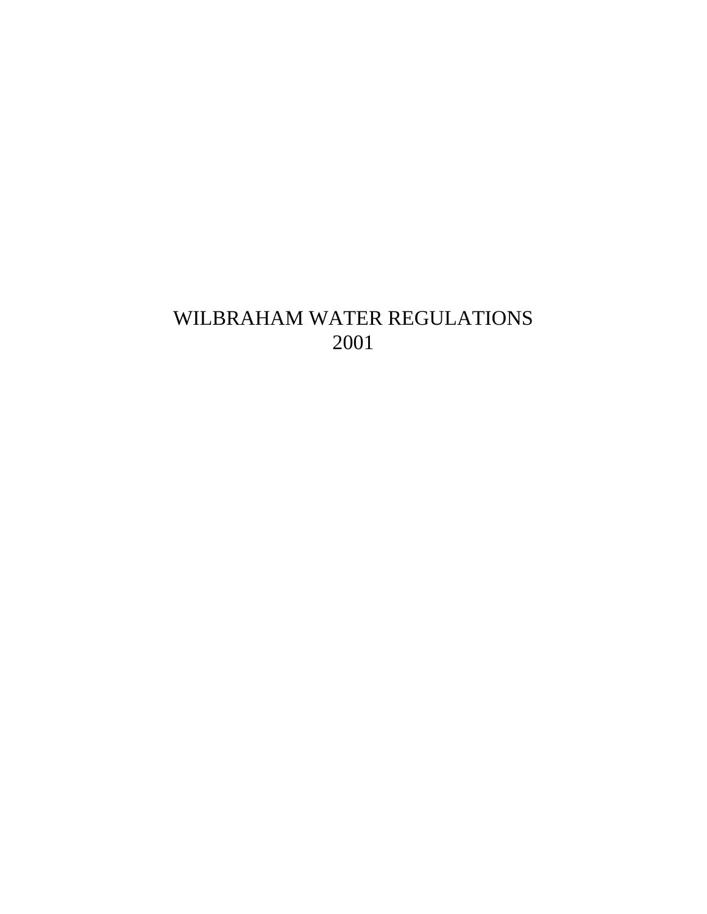# WILBRAHAM WATER REGULATIONS
# 2001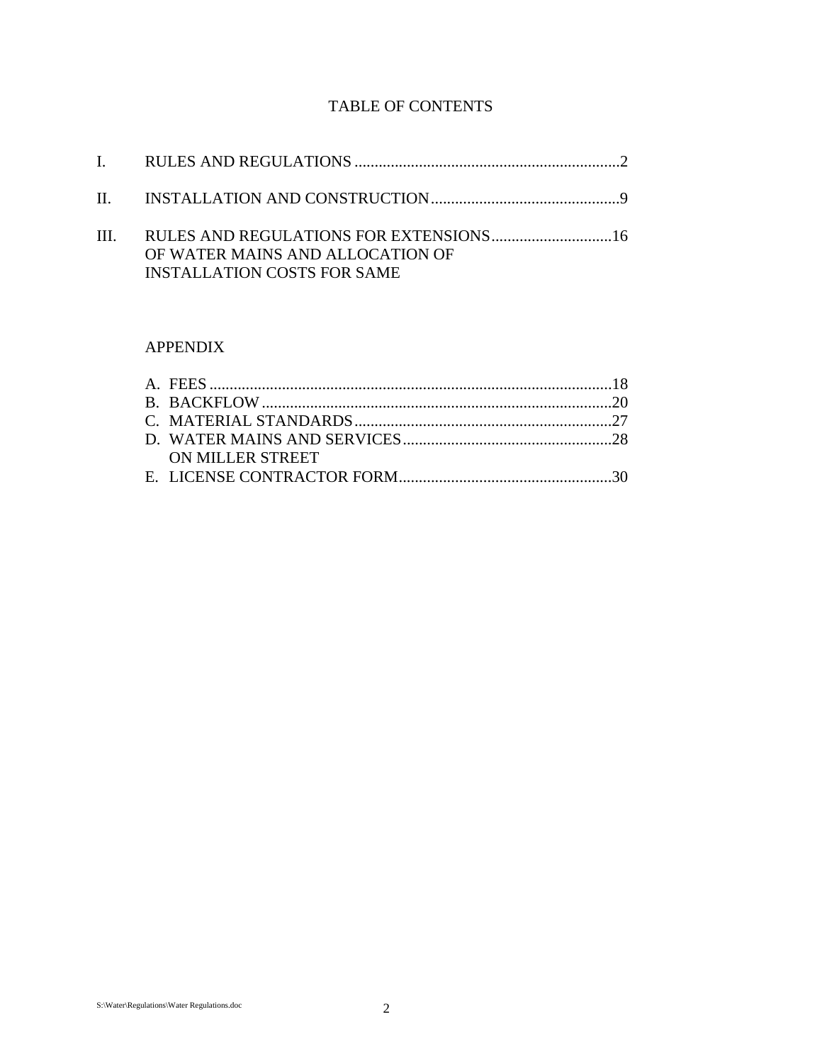# TABLE OF CONTENTS

I. RULES AND REGULATIONS ..................................................................2

II. INSTALLATION AND CONSTRUCTION...............................................9

III. RULES AND REGULATIONS FOR EXTENSIONS..............................16
OF WATER MAINS AND ALLOCATION OF
INSTALLATION COSTS FOR SAME

## APPENDIX

A. FEES ....................................................................................................18
B. BACKFLOW.......................................................................................20
C. MATERIAL STANDARDS................................................................27
D. WATER MAINS AND SERVICES....................................................28
ON MILLER STREET
E. LICENSE CONTRACTOR FORM.....................................................30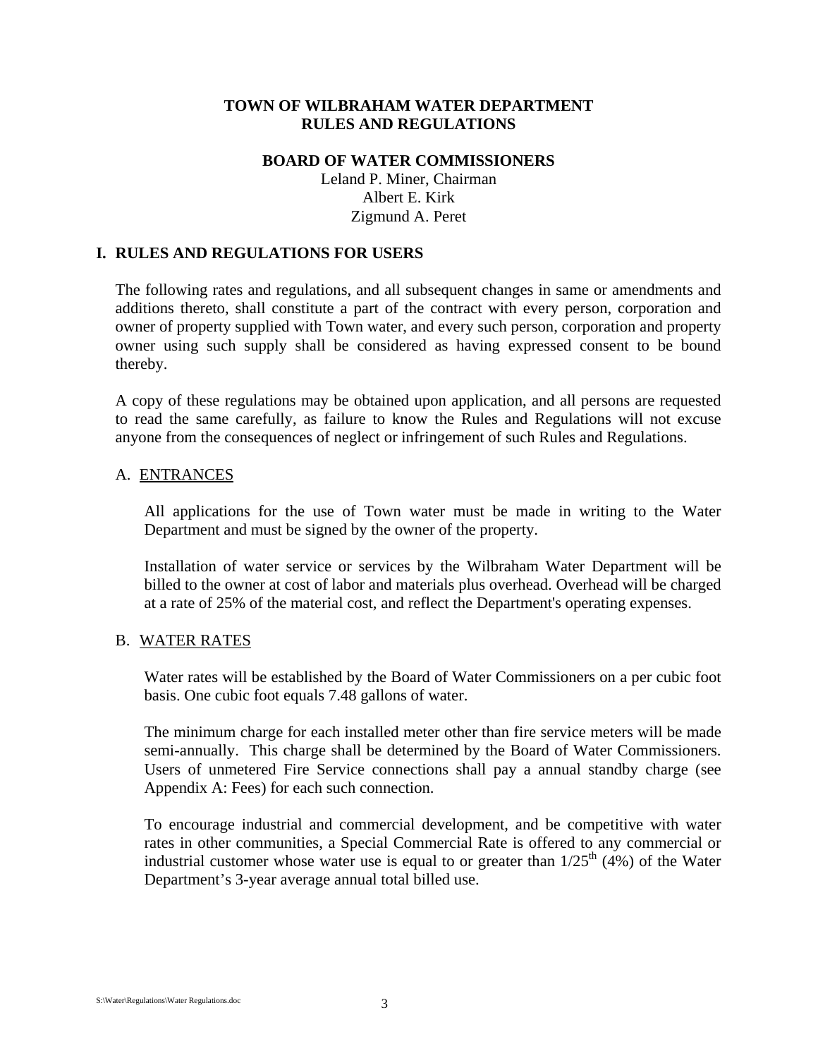# TOWN OF WILBRAHAM WATER DEPARTMENT
# RULES AND REGULATIONS

## BOARD OF WATER COMMISSIONERS

Leland P. Miner, Chairman
Albert E. Kirk
Zigmund A. Peret

## I. RULES AND REGULATIONS FOR USERS

The following rates and regulations, and all subsequent changes in same or amendments and additions thereto, shall constitute a part of the contract with every person, corporation and owner of property supplied with Town water, and every such person, corporation and property owner using such supply shall be considered as having expressed consent to be bound thereby.

A copy of these regulations may be obtained upon application, and all persons are requested to read the same carefully, as failure to know the Rules and Regulations will not excuse anyone from the consequences of neglect or infringement of such Rules and Regulations.

### A. ENTRANCES

All applications for the use of Town water must be made in writing to the Water Department and must be signed by the owner of the property.

Installation of water service or services by the Wilbraham Water Department will be billed to the owner at cost of labor and materials plus overhead. Overhead will be charged at a rate of 25% of the material cost, and reflect the Department's operating expenses.

### B. WATER RATES

Water rates will be established by the Board of Water Commissioners on a per cubic foot basis. One cubic foot equals 7.48 gallons of water.

The minimum charge for each installed meter other than fire service meters will be made semi-annually. This charge shall be determined by the Board of Water Commissioners. Users of unmetered Fire Service connections shall pay a annual standby charge (see Appendix A: Fees) for each such connection.

To encourage industrial and commercial development, and be competitive with water rates in other communities, a Special Commercial Rate is offered to any commercial or industrial customer whose water use is equal to or greater than $1/25^{th}$ (4%) of the Water Department's 3-year average annual total billed use.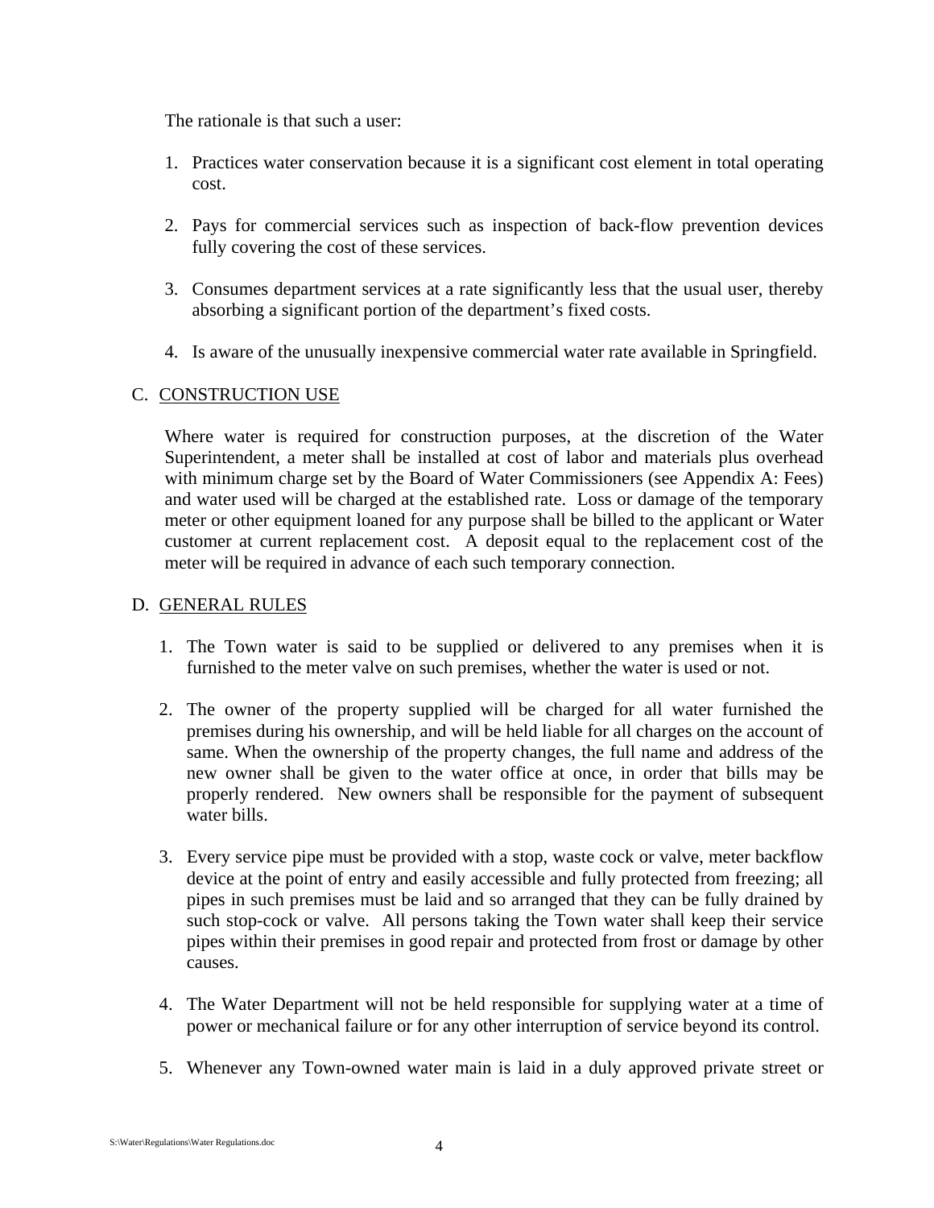The rationale is that such a user:

1. Practices water conservation because it is a significant cost element in total operating cost.

2. Pays for commercial services such as inspection of back-flow prevention devices fully covering the cost of these services.

3. Consumes department services at a rate significantly less that the usual user, thereby absorbing a significant portion of the department's fixed costs.

4. Is aware of the unusually inexpensive commercial water rate available in Springfield.

C. <u>CONSTRUCTION USE</u>

Where water is required for construction purposes, at the discretion of the Water Superintendent, a meter shall be installed at cost of labor and materials plus overhead with minimum charge set by the Board of Water Commissioners (see Appendix A: Fees) and water used will be charged at the established rate. Loss or damage of the temporary meter or other equipment loaned for any purpose shall be billed to the applicant or Water customer at current replacement cost. A deposit equal to the replacement cost of the meter will be required in advance of each such temporary connection.

D. <u>GENERAL RULES</u>

1. The Town water is said to be supplied or delivered to any premises when it is furnished to the meter valve on such premises, whether the water is used or not.

2. The owner of the property supplied will be charged for all water furnished the premises during his ownership, and will be held liable for all charges on the account of same. When the ownership of the property changes, the full name and address of the new owner shall be given to the water office at once, in order that bills may be properly rendered. New owners shall be responsible for the payment of subsequent water bills.

3. Every service pipe must be provided with a stop, waste cock or valve, meter backflow device at the point of entry and easily accessible and fully protected from freezing; all pipes in such premises must be laid and so arranged that they can be fully drained by such stop-cock or valve. All persons taking the Town water shall keep their service pipes within their premises in good repair and protected from frost or damage by other causes.

4. The Water Department will not be held responsible for supplying water at a time of power or mechanical failure or for any other interruption of service beyond its control.

5. Whenever any Town-owned water main is laid in a duly approved private street or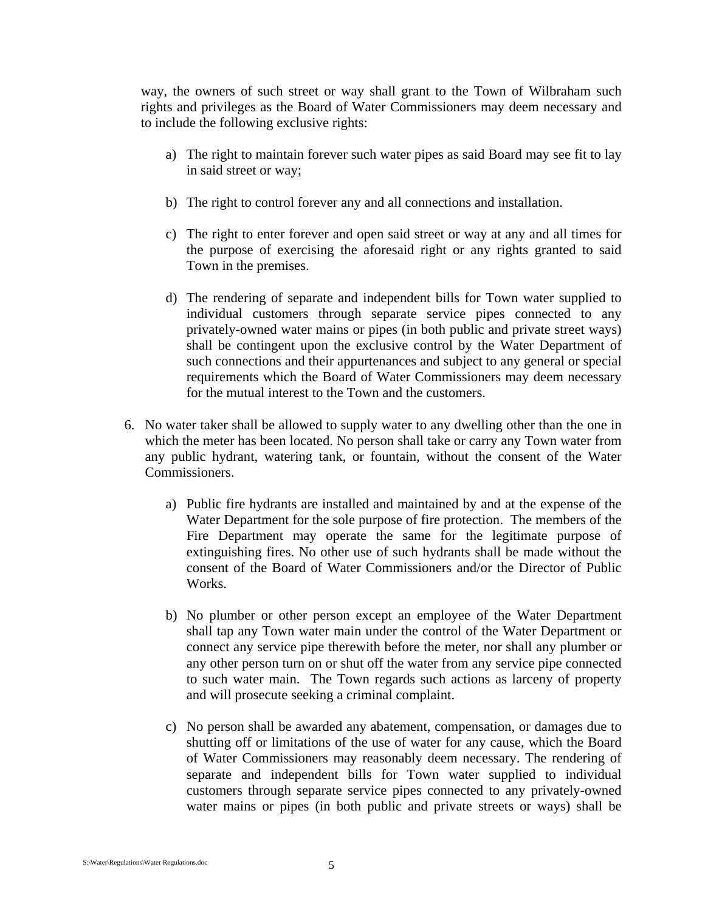way, the owners of such street or way shall grant to the Town of Wilbraham such rights and privileges as the Board of Water Commissioners may deem necessary and to include the following exclusive rights:

a) The right to maintain forever such water pipes as said Board may see fit to lay in said street or way;

b) The right to control forever any and all connections and installation.

c) The right to enter forever and open said street or way at any and all times for the purpose of exercising the aforesaid right or any rights granted to said Town in the premises.

d) The rendering of separate and independent bills for Town water supplied to individual customers through separate service pipes connected to any privately-owned water mains or pipes (in both public and private street ways) shall be contingent upon the exclusive control by the Water Department of such connections and their appurtenances and subject to any general or special requirements which the Board of Water Commissioners may deem necessary for the mutual interest to the Town and the customers.

6. No water taker shall be allowed to supply water to any dwelling other than the one in which the meter has been located. No person shall take or carry any Town water from any public hydrant, watering tank, or fountain, without the consent of the Water Commissioners.

   a) Public fire hydrants are installed and maintained by and at the expense of the Water Department for the sole purpose of fire protection. The members of the Fire Department may operate the same for the legitimate purpose of extinguishing fires. No other use of such hydrants shall be made without the consent of the Board of Water Commissioners and/or the Director of Public Works.

   b) No plumber or other person except an employee of the Water Department shall tap any Town water main under the control of the Water Department or connect any service pipe therewith before the meter, nor shall any plumber or any other person turn on or shut off the water from any service pipe connected to such water main. The Town regards such actions as larceny of property and will prosecute seeking a criminal complaint.

   c) No person shall be awarded any abatement, compensation, or damages due to shutting off or limitations of the use of water for any cause, which the Board of Water Commissioners may reasonably deem necessary. The rendering of separate and independent bills for Town water supplied to individual customers through separate service pipes connected to any privately-owned water mains or pipes (in both public and private streets or ways) shall be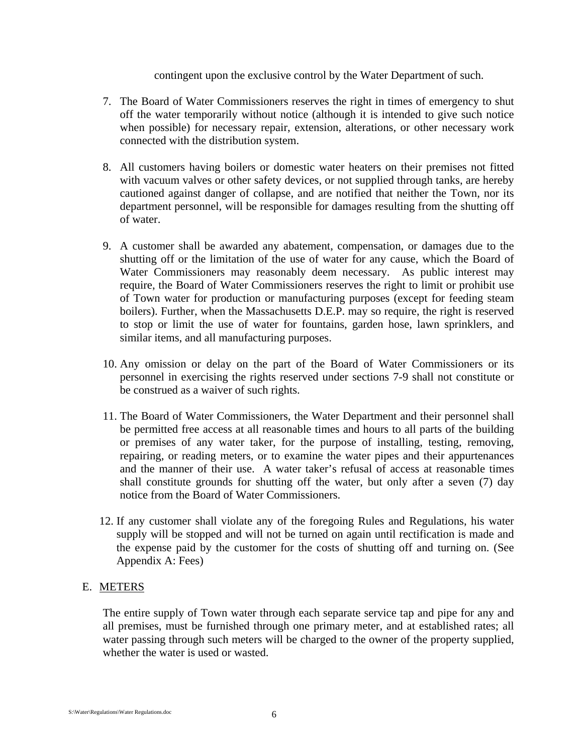contingent upon the exclusive control by the Water Department of such.

7. The Board of Water Commissioners reserves the right in times of emergency to shut off the water temporarily without notice (although it is intended to give such notice when possible) for necessary repair, extension, alterations, or other necessary work connected with the distribution system.

8. All customers having boilers or domestic water heaters on their premises not fitted with vacuum valves or other safety devices, or not supplied through tanks, are hereby cautioned against danger of collapse, and are notified that neither the Town, nor its department personnel, will be responsible for damages resulting from the shutting off of water.

9. A customer shall be awarded any abatement, compensation, or damages due to the shutting off or the limitation of the use of water for any cause, which the Board of Water Commissioners may reasonably deem necessary. As public interest may require, the Board of Water Commissioners reserves the right to limit or prohibit use of Town water for production or manufacturing purposes (except for feeding steam boilers). Further, when the Massachusetts D.E.P. may so require, the right is reserved to stop or limit the use of water for fountains, garden hose, lawn sprinklers, and similar items, and all manufacturing purposes.

10. Any omission or delay on the part of the Board of Water Commissioners or its personnel in exercising the rights reserved under sections 7-9 shall not constitute or be construed as a waiver of such rights.

11. The Board of Water Commissioners, the Water Department and their personnel shall be permitted free access at all reasonable times and hours to all parts of the building or premises of any water taker, for the purpose of installing, testing, removing, repairing, or reading meters, or to examine the water pipes and their appurtenances and the manner of their use. A water taker's refusal of access at reasonable times shall constitute grounds for shutting off the water, but only after a seven (7) day notice from the Board of Water Commissioners.

12. If any customer shall violate any of the foregoing Rules and Regulations, his water supply will be stopped and will not be turned on again until rectification is made and the expense paid by the customer for the costs of shutting off and turning on. (See Appendix A: Fees)

## E. METERS

The entire supply of Town water through each separate service tap and pipe for any and all premises, must be furnished through one primary meter, and at established rates; all water passing through such meters will be charged to the owner of the property supplied, whether the water is used or wasted.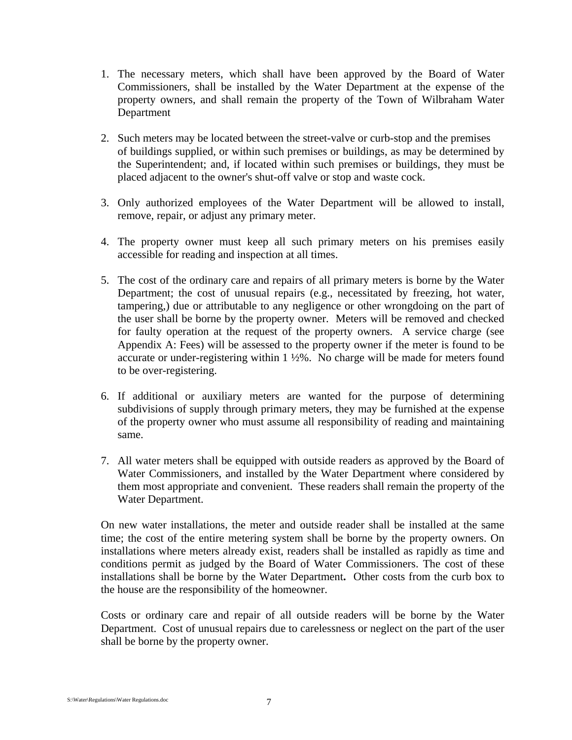1. The necessary meters, which shall have been approved by the Board of Water Commissioners, shall be installed by the Water Department at the expense of the property owners, and shall remain the property of the Town of Wilbraham Water Department

2. Such meters may be located between the street-valve or curb-stop and the premises of buildings supplied, or within such premises or buildings, as may be determined by the Superintendent; and, if located within such premises or buildings, they must be placed adjacent to the owner's shut-off valve or stop and waste cock.

3. Only authorized employees of the Water Department will be allowed to install, remove, repair, or adjust any primary meter.

4. The property owner must keep all such primary meters on his premises easily accessible for reading and inspection at all times.

5. The cost of the ordinary care and repairs of all primary meters is borne by the Water Department; the cost of unusual repairs (e.g., necessitated by freezing, hot water, tampering,) due or attributable to any negligence or other wrongdoing on the part of the user shall be borne by the property owner. Meters will be removed and checked for faulty operation at the request of the property owners. A service charge (see Appendix A: Fees) will be assessed to the property owner if the meter is found to be accurate or under-registering within 1 ½%. No charge will be made for meters found to be over-registering.

6. If additional or auxiliary meters are wanted for the purpose of determining subdivisions of supply through primary meters, they may be furnished at the expense of the property owner who must assume all responsibility of reading and maintaining same.

7. All water meters shall be equipped with outside readers as approved by the Board of Water Commissioners, and installed by the Water Department where considered by them most appropriate and convenient. These readers shall remain the property of the Water Department.

On new water installations, the meter and outside reader shall be installed at the same time; the cost of the entire metering system shall be borne by the property owners. On installations where meters already exist, readers shall be installed as rapidly as time and conditions permit as judged by the Board of Water Commissioners. The cost of these installations shall be borne by the Water Department**.** Other costs from the curb box to the house are the responsibility of the homeowner.

Costs or ordinary care and repair of all outside readers will be borne by the Water Department. Cost of unusual repairs due to carelessness or neglect on the part of the user shall be borne by the property owner.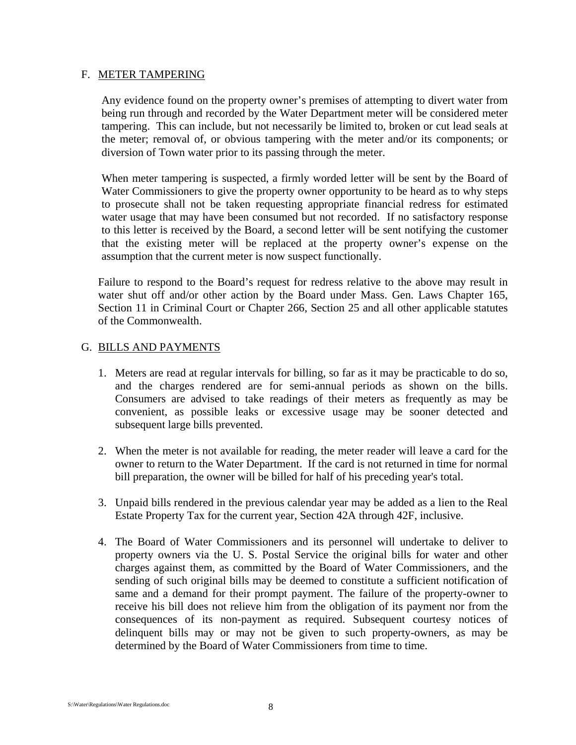## F. METER TAMPERING

Any evidence found on the property owner's premises of attempting to divert water from being run through and recorded by the Water Department meter will be considered meter tampering. This can include, but not necessarily be limited to, broken or cut lead seals at the meter; removal of, or obvious tampering with the meter and/or its components; or diversion of Town water prior to its passing through the meter.

When meter tampering is suspected, a firmly worded letter will be sent by the Board of Water Commissioners to give the property owner opportunity to be heard as to why steps to prosecute shall not be taken requesting appropriate financial redress for estimated water usage that may have been consumed but not recorded. If no satisfactory response to this letter is received by the Board, a second letter will be sent notifying the customer that the existing meter will be replaced at the property owner's expense on the assumption that the current meter is now suspect functionally.

Failure to respond to the Board's request for redress relative to the above may result in water shut off and/or other action by the Board under Mass. Gen. Laws Chapter 165, Section 11 in Criminal Court or Chapter 266, Section 25 and all other applicable statutes of the Commonwealth.

## G. BILLS AND PAYMENTS

1. Meters are read at regular intervals for billing, so far as it may be practicable to do so, and the charges rendered are for semi-annual periods as shown on the bills. Consumers are advised to take readings of their meters as frequently as may be convenient, as possible leaks or excessive usage may be sooner detected and subsequent large bills prevented.

2. When the meter is not available for reading, the meter reader will leave a card for the owner to return to the Water Department. If the card is not returned in time for normal bill preparation, the owner will be billed for half of his preceding year's total.

3. Unpaid bills rendered in the previous calendar year may be added as a lien to the Real Estate Property Tax for the current year, Section 42A through 42F, inclusive.

4. The Board of Water Commissioners and its personnel will undertake to deliver to property owners via the U. S. Postal Service the original bills for water and other charges against them, as committed by the Board of Water Commissioners, and the sending of such original bills may be deemed to constitute a sufficient notification of same and a demand for their prompt payment. The failure of the property-owner to receive his bill does not relieve him from the obligation of its payment nor from the consequences of its non-payment as required. Subsequent courtesy notices of delinquent bills may or may not be given to such property-owners, as may be determined by the Board of Water Commissioners from time to time.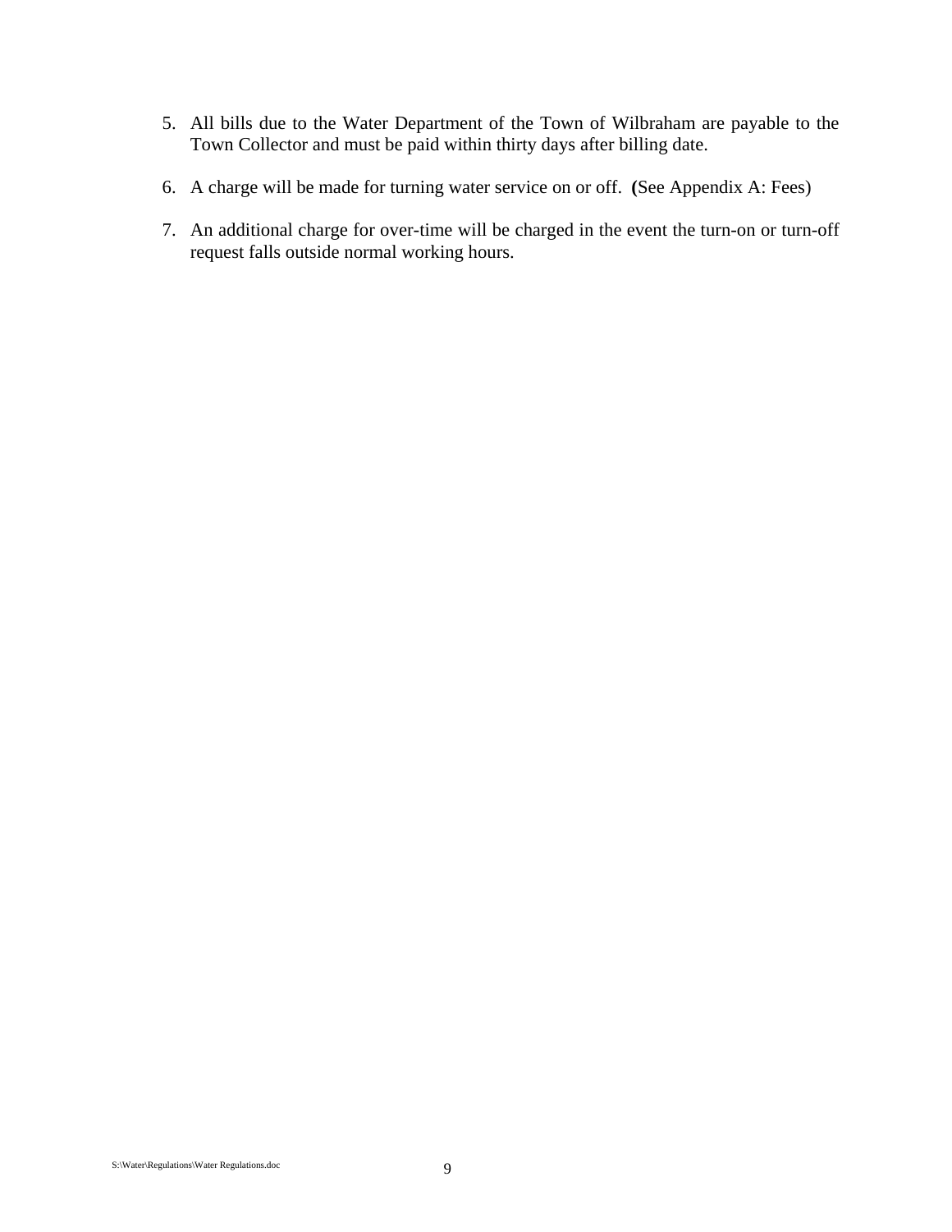5. All bills due to the Water Department of the Town of Wilbraham are payable to the Town Collector and must be paid within thirty days after billing date.

6. A charge will be made for turning water service on or off. **(**See Appendix A: Fees)

7. An additional charge for over-time will be charged in the event the turn-on or turn-off request falls outside normal working hours.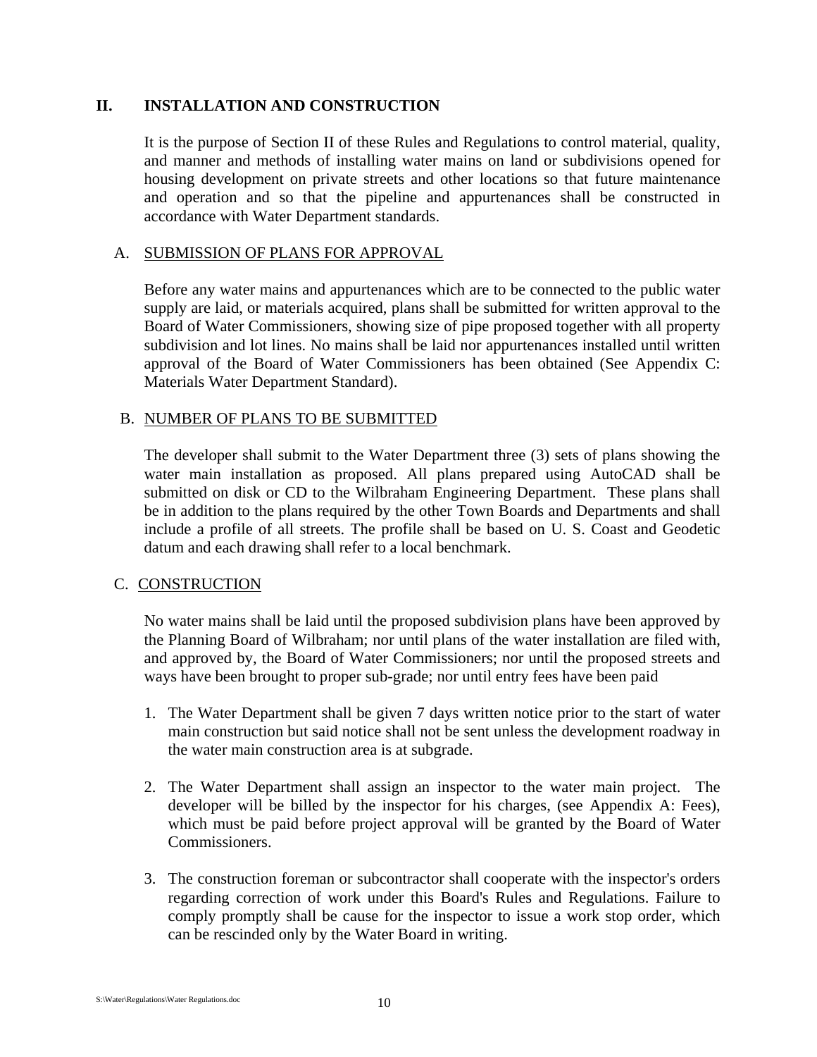## II. INSTALLATION AND CONSTRUCTION

It is the purpose of Section II of these Rules and Regulations to control material, quality, and manner and methods of installing water mains on land or subdivisions opened for housing development on private streets and other locations so that future maintenance and operation and so that the pipeline and appurtenances shall be constructed in accordance with Water Department standards.

### A. SUBMISSION OF PLANS FOR APPROVAL

Before any water mains and appurtenances which are to be connected to the public water supply are laid, or materials acquired, plans shall be submitted for written approval to the Board of Water Commissioners, showing size of pipe proposed together with all property subdivision and lot lines. No mains shall be laid nor appurtenances installed until written approval of the Board of Water Commissioners has been obtained (See Appendix C: Materials Water Department Standard).

### B. NUMBER OF PLANS TO BE SUBMITTED

The developer shall submit to the Water Department three (3) sets of plans showing the water main installation as proposed. All plans prepared using AutoCAD shall be submitted on disk or CD to the Wilbraham Engineering Department. These plans shall be in addition to the plans required by the other Town Boards and Departments and shall include a profile of all streets. The profile shall be based on U. S. Coast and Geodetic datum and each drawing shall refer to a local benchmark.

### C. CONSTRUCTION

No water mains shall be laid until the proposed subdivision plans have been approved by the Planning Board of Wilbraham; nor until plans of the water installation are filed with, and approved by, the Board of Water Commissioners; nor until the proposed streets and ways have been brought to proper sub-grade; nor until entry fees have been paid

1. The Water Department shall be given 7 days written notice prior to the start of water main construction but said notice shall not be sent unless the development roadway in the water main construction area is at subgrade.

2. The Water Department shall assign an inspector to the water main project. The developer will be billed by the inspector for his charges, (see Appendix A: Fees), which must be paid before project approval will be granted by the Board of Water Commissioners.

3. The construction foreman or subcontractor shall cooperate with the inspector's orders regarding correction of work under this Board's Rules and Regulations. Failure to comply promptly shall be cause for the inspector to issue a work stop order, which can be rescinded only by the Water Board in writing.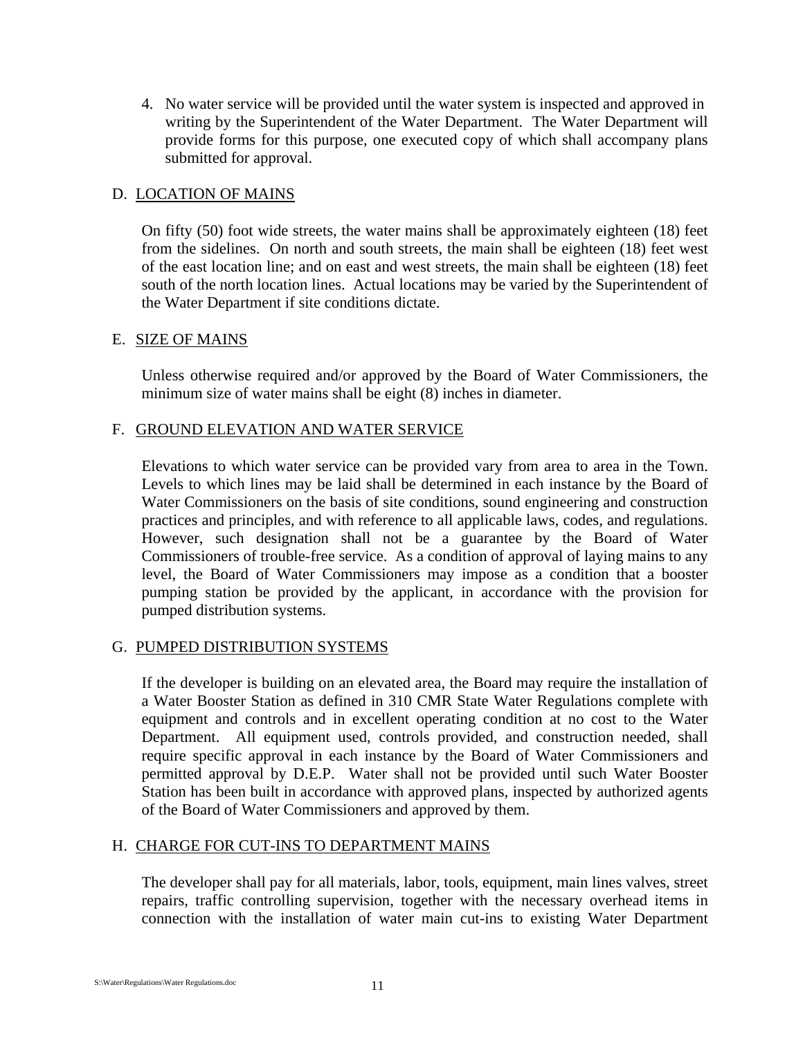4. No water service will be provided until the water system is inspected and approved in writing by the Superintendent of the Water Department. The Water Department will provide forms for this purpose, one executed copy of which shall accompany plans submitted for approval.

D. LOCATION OF MAINS

On fifty (50) foot wide streets, the water mains shall be approximately eighteen (18) feet from the sidelines. On north and south streets, the main shall be eighteen (18) feet west of the east location line; and on east and west streets, the main shall be eighteen (18) feet south of the north location lines. Actual locations may be varied by the Superintendent of the Water Department if site conditions dictate.

E. SIZE OF MAINS

Unless otherwise required and/or approved by the Board of Water Commissioners, the minimum size of water mains shall be eight (8) inches in diameter.

F. GROUND ELEVATION AND WATER SERVICE

Elevations to which water service can be provided vary from area to area in the Town. Levels to which lines may be laid shall be determined in each instance by the Board of Water Commissioners on the basis of site conditions, sound engineering and construction practices and principles, and with reference to all applicable laws, codes, and regulations. However, such designation shall not be a guarantee by the Board of Water Commissioners of trouble-free service. As a condition of approval of laying mains to any level, the Board of Water Commissioners may impose as a condition that a booster pumping station be provided by the applicant, in accordance with the provision for pumped distribution systems.

G. PUMPED DISTRIBUTION SYSTEMS

If the developer is building on an elevated area, the Board may require the installation of a Water Booster Station as defined in 310 CMR State Water Regulations complete with equipment and controls and in excellent operating condition at no cost to the Water Department. All equipment used, controls provided, and construction needed, shall require specific approval in each instance by the Board of Water Commissioners and permitted approval by D.E.P. Water shall not be provided until such Water Booster Station has been built in accordance with approved plans, inspected by authorized agents of the Board of Water Commissioners and approved by them.

H. CHARGE FOR CUT-INS TO DEPARTMENT MAINS

The developer shall pay for all materials, labor, tools, equipment, main lines valves, street repairs, traffic controlling supervision, together with the necessary overhead items in connection with the installation of water main cut-ins to existing Water Department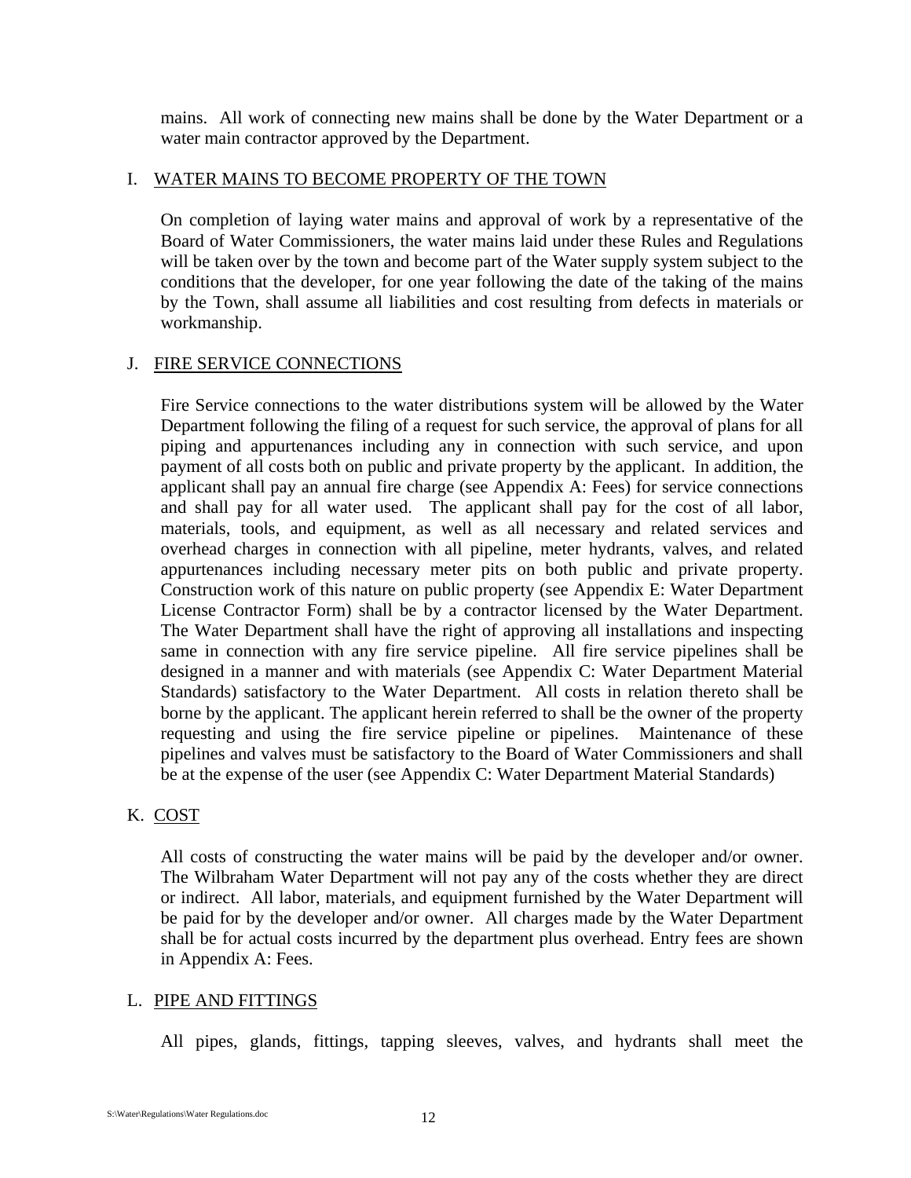mains. All work of connecting new mains shall be done by the Water Department or a water main contractor approved by the Department.

## I. WATER MAINS TO BECOME PROPERTY OF THE TOWN

On completion of laying water mains and approval of work by a representative of the Board of Water Commissioners, the water mains laid under these Rules and Regulations will be taken over by the town and become part of the Water supply system subject to the conditions that the developer, for one year following the date of the taking of the mains by the Town, shall assume all liabilities and cost resulting from defects in materials or workmanship.

## J. FIRE SERVICE CONNECTIONS

Fire Service connections to the water distributions system will be allowed by the Water Department following the filing of a request for such service, the approval of plans for all piping and appurtenances including any in connection with such service, and upon payment of all costs both on public and private property by the applicant. In addition, the applicant shall pay an annual fire charge (see Appendix A: Fees) for service connections and shall pay for all water used. The applicant shall pay for the cost of all labor, materials, tools, and equipment, as well as all necessary and related services and overhead charges in connection with all pipeline, meter hydrants, valves, and related appurtenances including necessary meter pits on both public and private property. Construction work of this nature on public property (see Appendix E: Water Department License Contractor Form) shall be by a contractor licensed by the Water Department. The Water Department shall have the right of approving all installations and inspecting same in connection with any fire service pipeline. All fire service pipelines shall be designed in a manner and with materials (see Appendix C: Water Department Material Standards) satisfactory to the Water Department. All costs in relation thereto shall be borne by the applicant. The applicant herein referred to shall be the owner of the property requesting and using the fire service pipeline or pipelines. Maintenance of these pipelines and valves must be satisfactory to the Board of Water Commissioners and shall be at the expense of the user (see Appendix C: Water Department Material Standards)

## K. COST

All costs of constructing the water mains will be paid by the developer and/or owner. The Wilbraham Water Department will not pay any of the costs whether they are direct or indirect. All labor, materials, and equipment furnished by the Water Department will be paid for by the developer and/or owner. All charges made by the Water Department shall be for actual costs incurred by the department plus overhead. Entry fees are shown in Appendix A: Fees.

## L. PIPE AND FITTINGS

All pipes, glands, fittings, tapping sleeves, valves, and hydrants shall meet the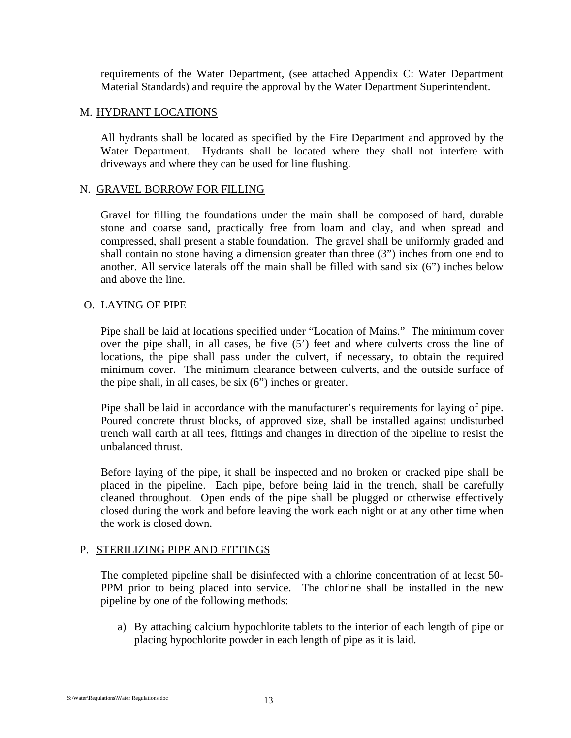requirements of the Water Department, (see attached Appendix C: Water Department Material Standards) and require the approval by the Water Department Superintendent.

## M. HYDRANT LOCATIONS

All hydrants shall be located as specified by the Fire Department and approved by the Water Department. Hydrants shall be located where they shall not interfere with driveways and where they can be used for line flushing.

## N. GRAVEL BORROW FOR FILLING

Gravel for filling the foundations under the main shall be composed of hard, durable stone and coarse sand, practically free from loam and clay, and when spread and compressed, shall present a stable foundation. The gravel shall be uniformly graded and shall contain no stone having a dimension greater than three (3") inches from one end to another. All service laterals off the main shall be filled with sand six (6") inches below and above the line.

## O. LAYING OF PIPE

Pipe shall be laid at locations specified under "Location of Mains." The minimum cover over the pipe shall, in all cases, be five (5') feet and where culverts cross the line of locations, the pipe shall pass under the culvert, if necessary, to obtain the required minimum cover. The minimum clearance between culverts, and the outside surface of the pipe shall, in all cases, be six (6") inches or greater.

Pipe shall be laid in accordance with the manufacturer's requirements for laying of pipe. Poured concrete thrust blocks, of approved size, shall be installed against undisturbed trench wall earth at all tees, fittings and changes in direction of the pipeline to resist the unbalanced thrust.

Before laying of the pipe, it shall be inspected and no broken or cracked pipe shall be placed in the pipeline. Each pipe, before being laid in the trench, shall be carefully cleaned throughout. Open ends of the pipe shall be plugged or otherwise effectively closed during the work and before leaving the work each night or at any other time when the work is closed down.

## P. STERILIZING PIPE AND FITTINGS

The completed pipeline shall be disinfected with a chlorine concentration of at least 50-PPM prior to being placed into service. The chlorine shall be installed in the new pipeline by one of the following methods:

a) By attaching calcium hypochlorite tablets to the interior of each length of pipe or placing hypochlorite powder in each length of pipe as it is laid.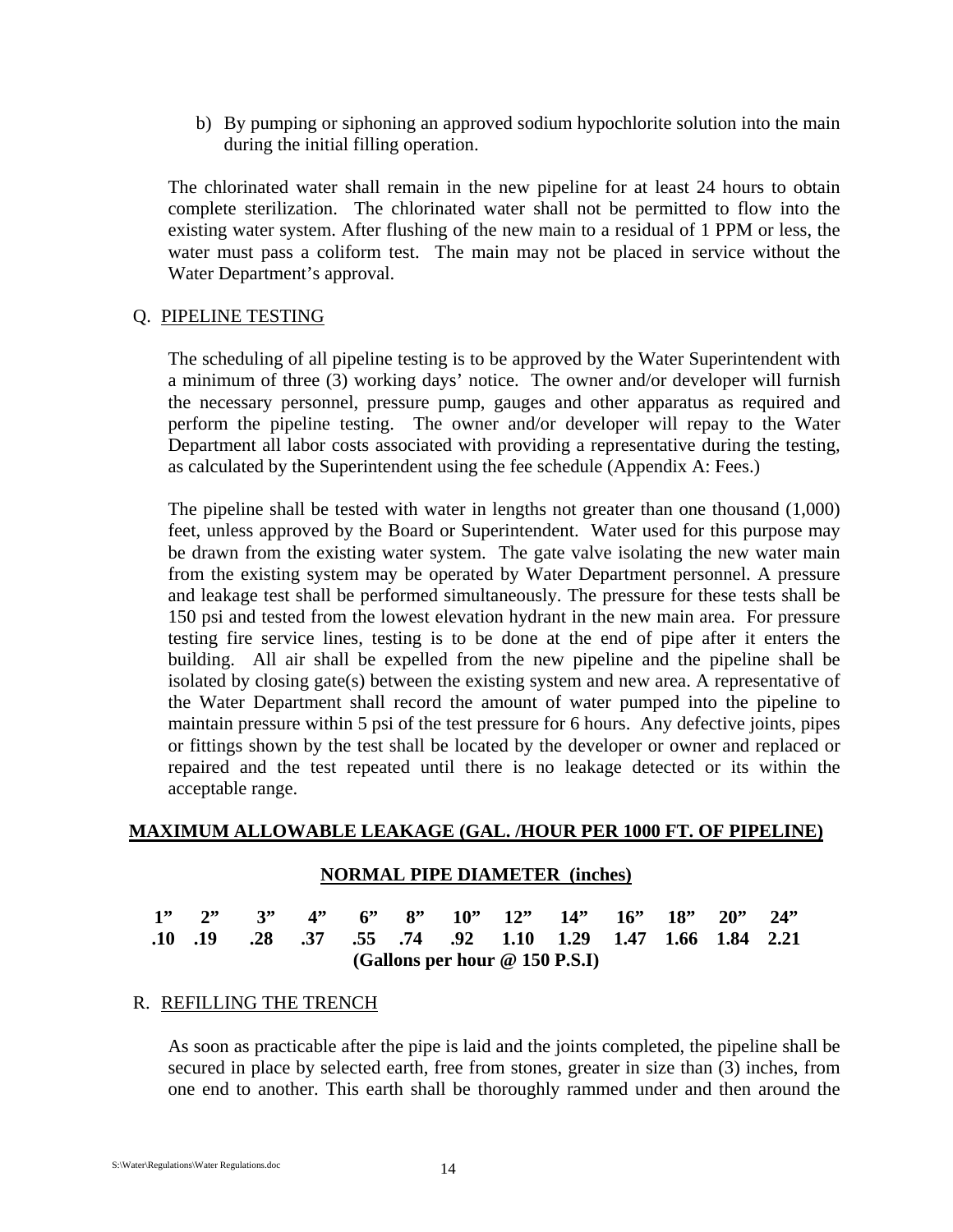b) By pumping or siphoning an approved sodium hypochlorite solution into the main during the initial filling operation.

The chlorinated water shall remain in the new pipeline for at least 24 hours to obtain complete sterilization. The chlorinated water shall not be permitted to flow into the existing water system. After flushing of the new main to a residual of 1 PPM or less, the water must pass a coliform test. The main may not be placed in service without the Water Department's approval.

## Q. PIPELINE TESTING

The scheduling of all pipeline testing is to be approved by the Water Superintendent with a minimum of three (3) working days' notice. The owner and/or developer will furnish the necessary personnel, pressure pump, gauges and other apparatus as required and perform the pipeline testing. The owner and/or developer will repay to the Water Department all labor costs associated with providing a representative during the testing, as calculated by the Superintendent using the fee schedule (Appendix A: Fees.)

The pipeline shall be tested with water in lengths not greater than one thousand (1,000) feet, unless approved by the Board or Superintendent. Water used for this purpose may be drawn from the existing water system. The gate valve isolating the new water main from the existing system may be operated by Water Department personnel. A pressure and leakage test shall be performed simultaneously. The pressure for these tests shall be 150 psi and tested from the lowest elevation hydrant in the new main area. For pressure testing fire service lines, testing is to be done at the end of pipe after it enters the building. All air shall be expelled from the new pipeline and the pipeline shall be isolated by closing gate(s) between the existing system and new area. A representative of the Water Department shall record the amount of water pumped into the pipeline to maintain pressure within 5 psi of the test pressure for 6 hours. Any defective joints, pipes or fittings shown by the test shall be located by the developer or owner and replaced or repaired and the test repeated until there is no leakage detected or its within the acceptable range.

**MAXIMUM ALLOWABLE LEAKAGE (GAL. /HOUR PER 1000 FT. OF PIPELINE)**

**NORMAL PIPE DIAMETER (inches)**

| 1" | 2" | 3" | 4" | 6" | 8" | 10" | 12" | 14" | 16" | 18" | 20" | 24" |
|---|---|---|---|---|---|---|---|---|---|---|---|---|
| .10 | .19 | .28 | .37 | .55 | .74 | .92 | 1.10 | 1.29 | 1.47 | 1.66 | 1.84 | 2.21 |

**(Gallons per hour @ 150 P.S.I)**

## R. REFILLING THE TRENCH

As soon as practicable after the pipe is laid and the joints completed, the pipeline shall be secured in place by selected earth, free from stones, greater in size than (3) inches, from one end to another. This earth shall be thoroughly rammed under and then around the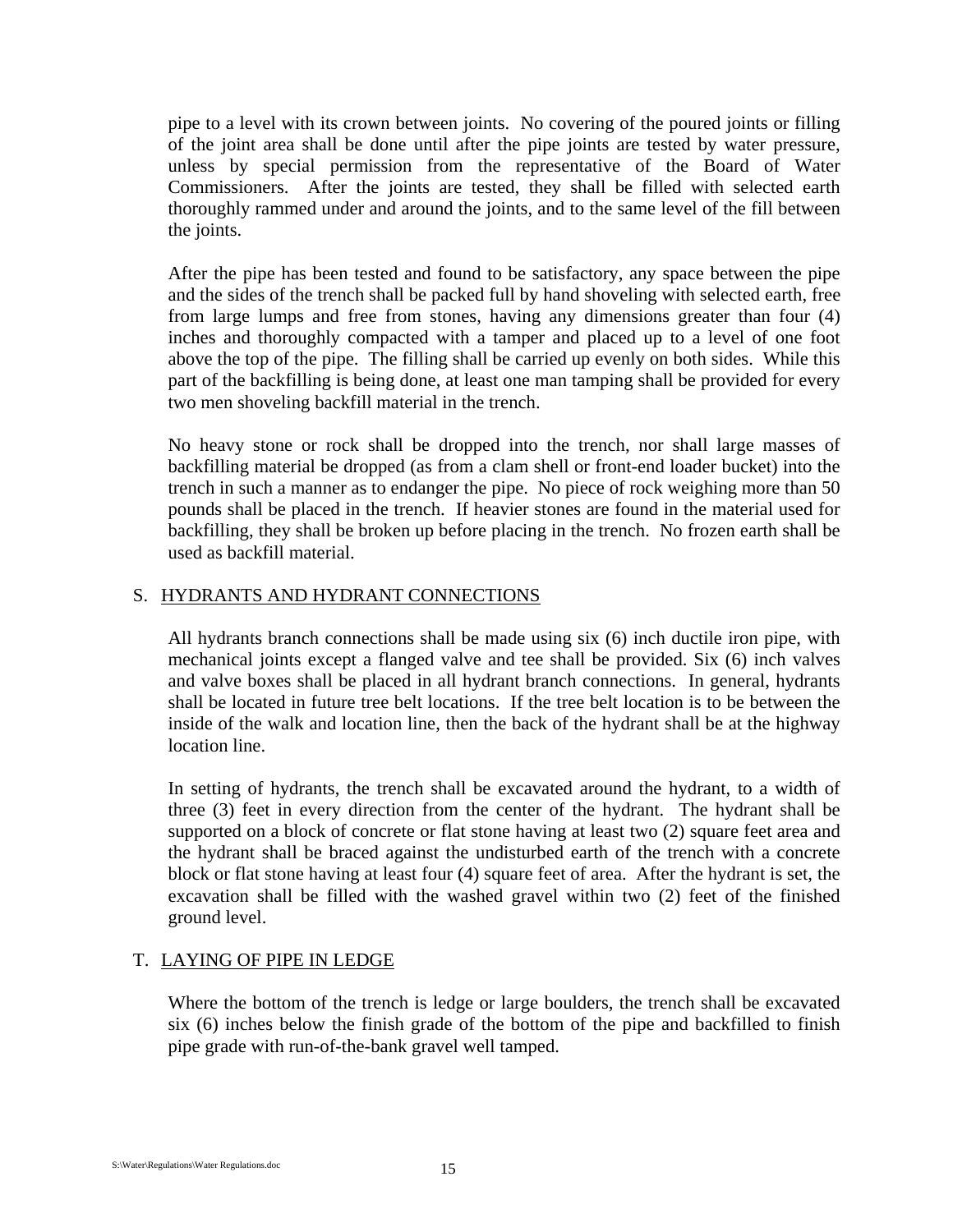pipe to a level with its crown between joints. No covering of the poured joints or filling of the joint area shall be done until after the pipe joints are tested by water pressure, unless by special permission from the representative of the Board of Water Commissioners. After the joints are tested, they shall be filled with selected earth thoroughly rammed under and around the joints, and to the same level of the fill between the joints.

After the pipe has been tested and found to be satisfactory, any space between the pipe and the sides of the trench shall be packed full by hand shoveling with selected earth, free from large lumps and free from stones, having any dimensions greater than four (4) inches and thoroughly compacted with a tamper and placed up to a level of one foot above the top of the pipe. The filling shall be carried up evenly on both sides. While this part of the backfilling is being done, at least one man tamping shall be provided for every two men shoveling backfill material in the trench.

No heavy stone or rock shall be dropped into the trench, nor shall large masses of backfilling material be dropped (as from a clam shell or front-end loader bucket) into the trench in such a manner as to endanger the pipe. No piece of rock weighing more than 50 pounds shall be placed in the trench. If heavier stones are found in the material used for backfilling, they shall be broken up before placing in the trench. No frozen earth shall be used as backfill material.

## S. HYDRANTS AND HYDRANT CONNECTIONS

All hydrants branch connections shall be made using six (6) inch ductile iron pipe, with mechanical joints except a flanged valve and tee shall be provided. Six (6) inch valves and valve boxes shall be placed in all hydrant branch connections. In general, hydrants shall be located in future tree belt locations. If the tree belt location is to be between the inside of the walk and location line, then the back of the hydrant shall be at the highway location line.

In setting of hydrants, the trench shall be excavated around the hydrant, to a width of three (3) feet in every direction from the center of the hydrant. The hydrant shall be supported on a block of concrete or flat stone having at least two (2) square feet area and the hydrant shall be braced against the undisturbed earth of the trench with a concrete block or flat stone having at least four (4) square feet of area. After the hydrant is set, the excavation shall be filled with the washed gravel within two (2) feet of the finished ground level.

## T. LAYING OF PIPE IN LEDGE

Where the bottom of the trench is ledge or large boulders, the trench shall be excavated six (6) inches below the finish grade of the bottom of the pipe and backfilled to finish pipe grade with run-of-the-bank gravel well tamped.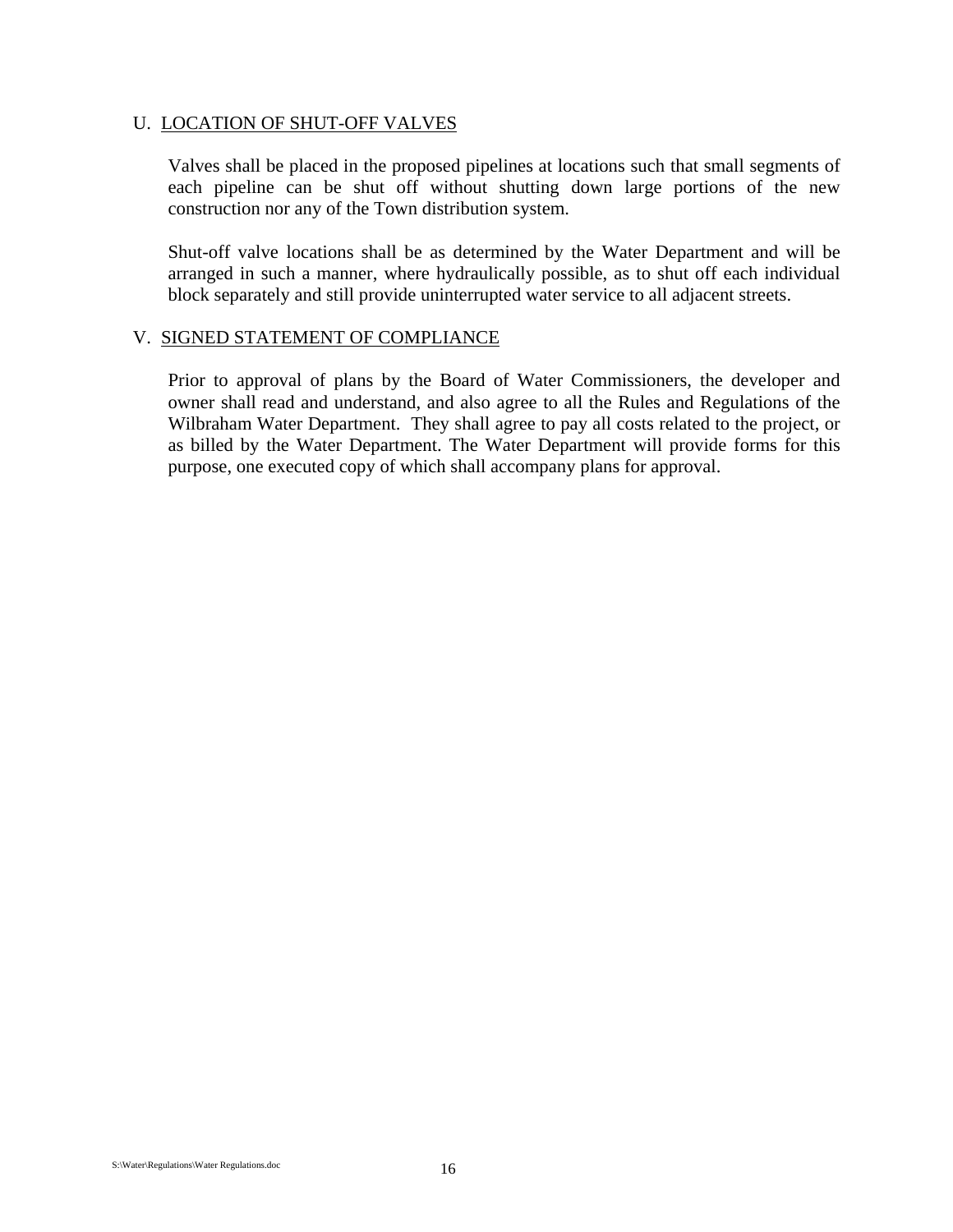## U. LOCATION OF SHUT-OFF VALVES

Valves shall be placed in the proposed pipelines at locations such that small segments of each pipeline can be shut off without shutting down large portions of the new construction nor any of the Town distribution system.

Shut-off valve locations shall be as determined by the Water Department and will be arranged in such a manner, where hydraulically possible, as to shut off each individual block separately and still provide uninterrupted water service to all adjacent streets.

## V. SIGNED STATEMENT OF COMPLIANCE

Prior to approval of plans by the Board of Water Commissioners, the developer and owner shall read and understand, and also agree to all the Rules and Regulations of the Wilbraham Water Department. They shall agree to pay all costs related to the project, or as billed by the Water Department. The Water Department will provide forms for this purpose, one executed copy of which shall accompany plans for approval.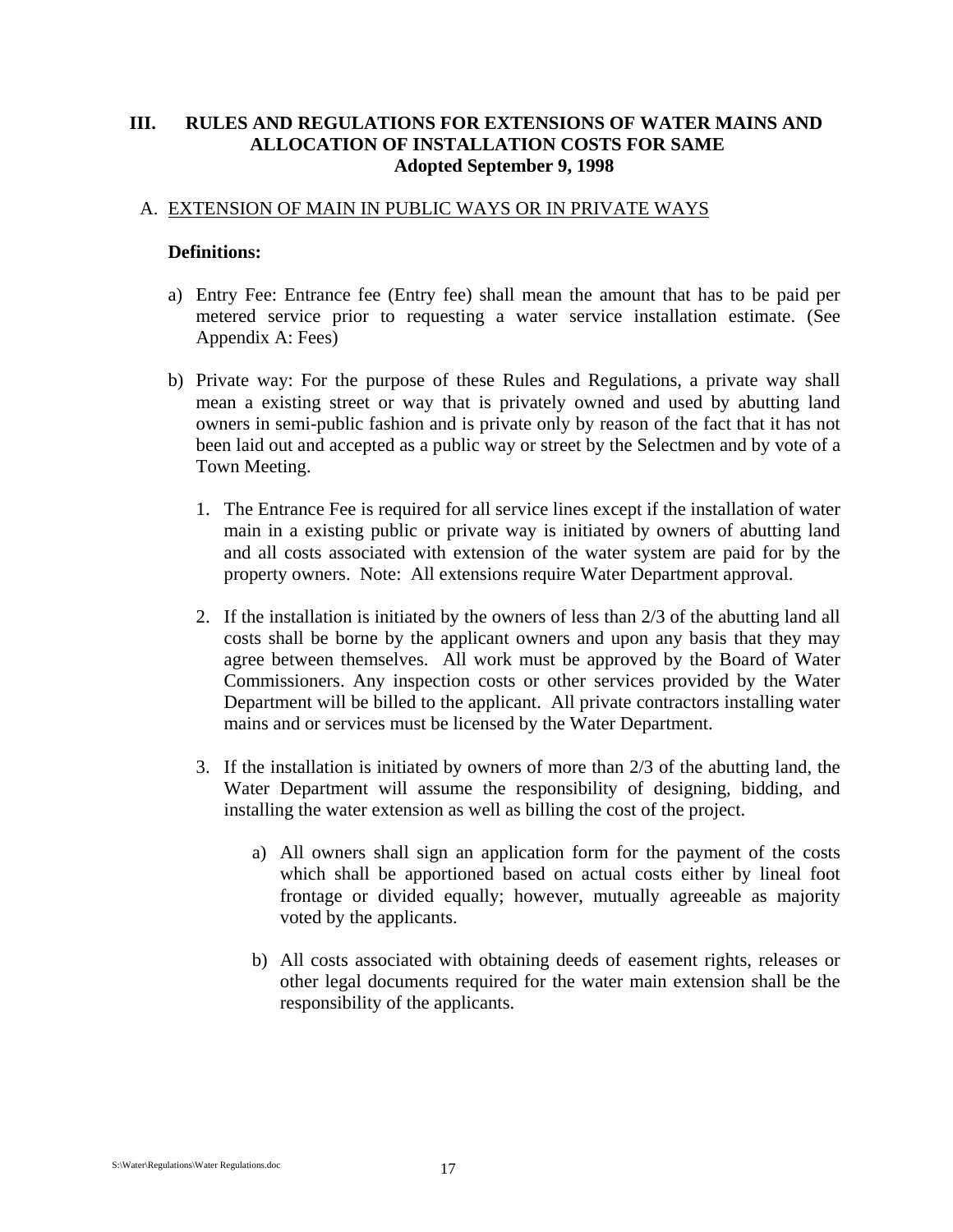## III. RULES AND REGULATIONS FOR EXTENSIONS OF WATER MAINS AND ALLOCATION OF INSTALLATION COSTS FOR SAME

**Adopted September 9, 1998**

### A. EXTENSION OF MAIN IN PUBLIC WAYS OR IN PRIVATE WAYS

**Definitions:**

a) Entry Fee: Entrance fee (Entry fee) shall mean the amount that has to be paid per metered service prior to requesting a water service installation estimate. (See Appendix A: Fees)

b) Private way: For the purpose of these Rules and Regulations, a private way shall mean a existing street or way that is privately owned and used by abutting land owners in semi-public fashion and is private only by reason of the fact that it has not been laid out and accepted as a public way or street by the Selectmen and by vote of a Town Meeting.

1. The Entrance Fee is required for all service lines except if the installation of water main in a existing public or private way is initiated by owners of abutting land and all costs associated with extension of the water system are paid for by the property owners. Note: All extensions require Water Department approval.

2. If the installation is initiated by the owners of less than 2/3 of the abutting land all costs shall be borne by the applicant owners and upon any basis that they may agree between themselves. All work must be approved by the Board of Water Commissioners. Any inspection costs or other services provided by the Water Department will be billed to the applicant. All private contractors installing water mains and or services must be licensed by the Water Department.

3. If the installation is initiated by owners of more than 2/3 of the abutting land, the Water Department will assume the responsibility of designing, bidding, and installing the water extension as well as billing the cost of the project.

   a) All owners shall sign an application form for the payment of the costs which shall be apportioned based on actual costs either by lineal foot frontage or divided equally; however, mutually agreeable as majority voted by the applicants.

   b) All costs associated with obtaining deeds of easement rights, releases or other legal documents required for the water main extension shall be the responsibility of the applicants.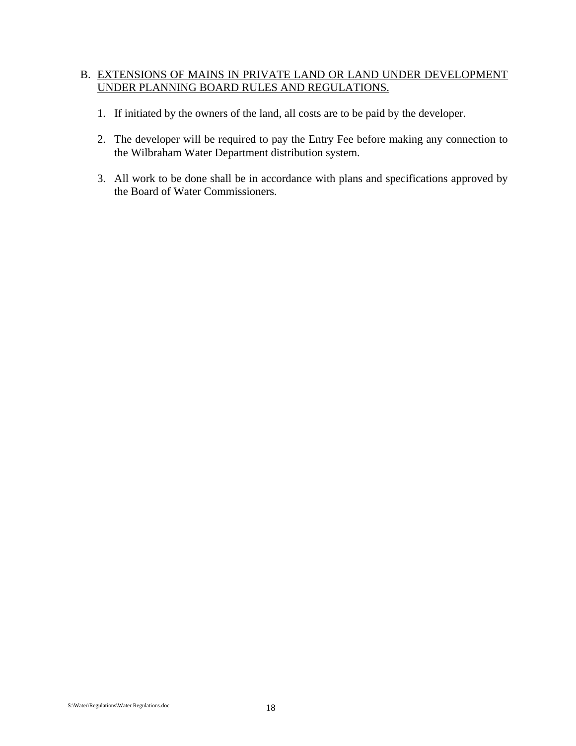B. <u>EXTENSIONS OF MAINS IN PRIVATE LAND OR LAND UNDER DEVELOPMENT UNDER PLANNING BOARD RULES AND REGULATIONS.</u>

1. If initiated by the owners of the land, all costs are to be paid by the developer.

2. The developer will be required to pay the Entry Fee before making any connection to the Wilbraham Water Department distribution system.

3. All work to be done shall be in accordance with plans and specifications approved by the Board of Water Commissioners.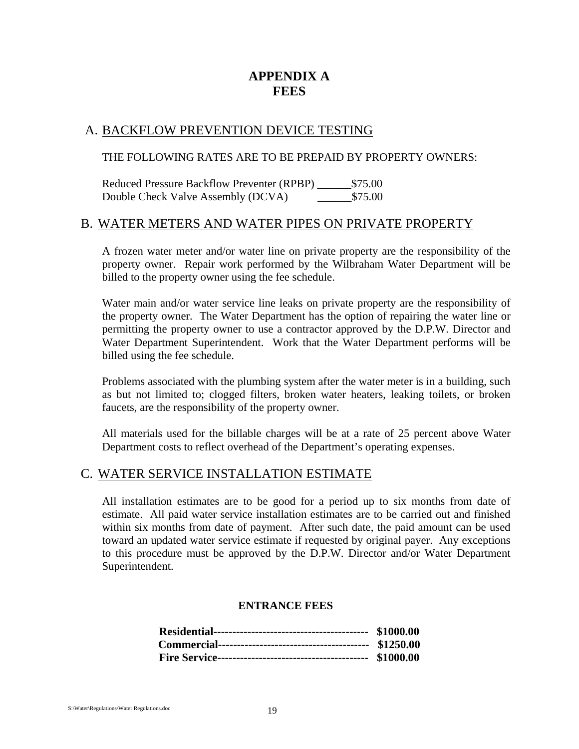# APPENDIX A
# FEES

## A. BACKFLOW PREVENTION DEVICE TESTING

THE FOLLOWING RATES ARE TO BE PREPAID BY PROPERTY OWNERS:

Reduced Pressure Backflow Preventer (RPBP) ______$75.00
Double Check Valve Assembly (DCVA) ______$75.00

## B. WATER METERS AND WATER PIPES ON PRIVATE PROPERTY

A frozen water meter and/or water line on private property are the responsibility of the property owner. Repair work performed by the Wilbraham Water Department will be billed to the property owner using the fee schedule.

Water main and/or water service line leaks on private property are the responsibility of the property owner. The Water Department has the option of repairing the water line or permitting the property owner to use a contractor approved by the D.P.W. Director and Water Department Superintendent. Work that the Water Department performs will be billed using the fee schedule.

Problems associated with the plumbing system after the water meter is in a building, such as but not limited to; clogged filters, broken water heaters, leaking toilets, or broken faucets, are the responsibility of the property owner.

All materials used for the billable charges will be at a rate of 25 percent above Water Department costs to reflect overhead of the Department's operating expenses.

## C. WATER SERVICE INSTALLATION ESTIMATE

All installation estimates are to be good for a period up to six months from date of estimate. All paid water service installation estimates are to be carried out and finished within six months from date of payment. After such date, the paid amount can be used toward an updated water service estimate if requested by original payer. Any exceptions to this procedure must be approved by the D.P.W. Director and/or Water Department Superintendent.

**ENTRANCE FEES**

**Residential------------------------------------------ $1000.00**
**Commercial---------------------------------------- $1250.00**
**Fire Service---------------------------------------- $1000.00**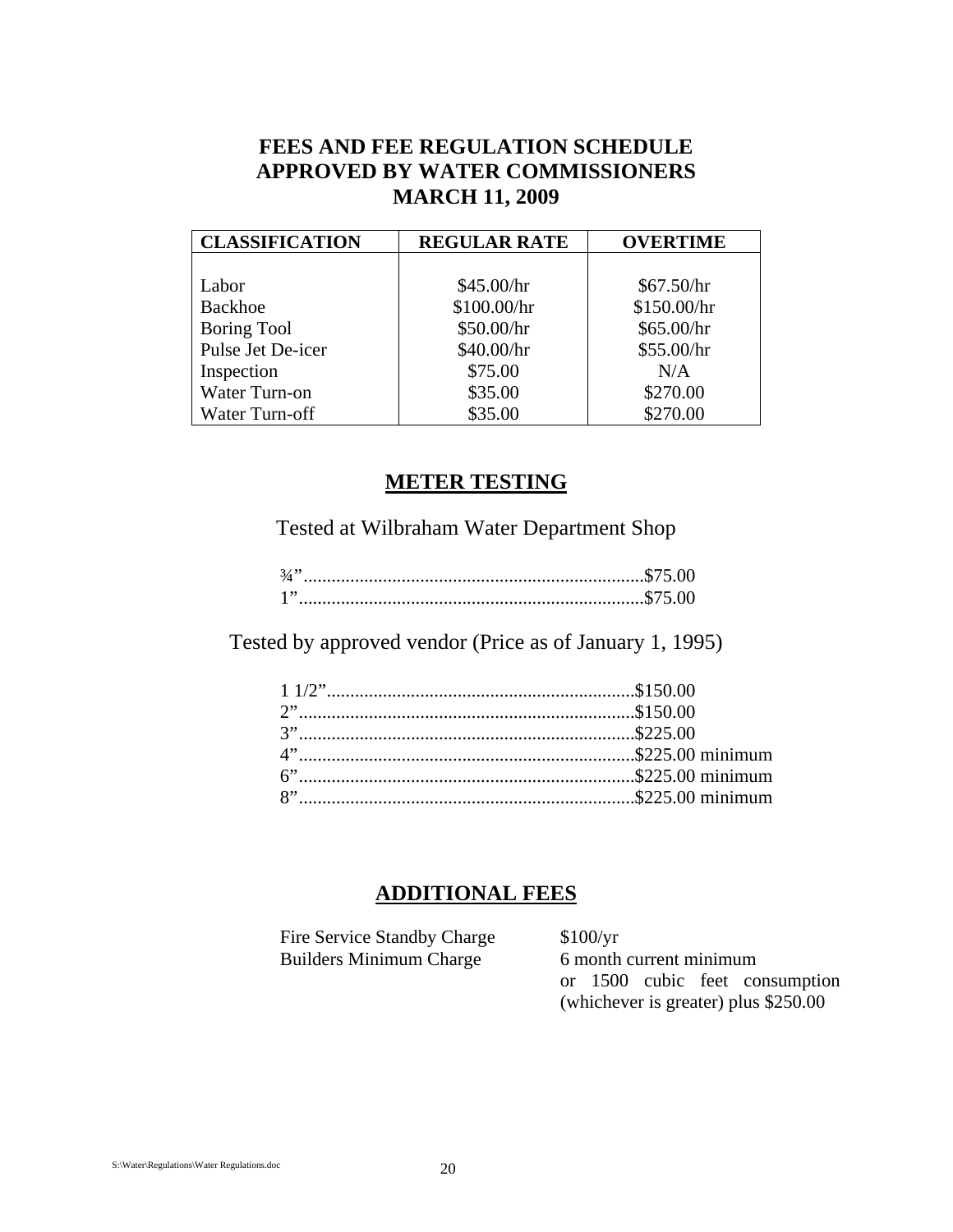# FEES AND FEE REGULATION SCHEDULE APPROVED BY WATER COMMISSIONERS MARCH 11, 2009

| CLASSIFICATION | REGULAR RATE | OVERTIME |
|---|---|---|
| Labor | $45.00/hr | $67.50/hr |
| Backhoe | $100.00/hr | $150.00/hr |
| Boring Tool | $50.00/hr | $65.00/hr |
| Pulse Jet De-icer | $40.00/hr | $55.00/hr |
| Inspection | $75.00 | N/A |
| Water Turn-on | $35.00 | $270.00 |
| Water Turn-off | $35.00 | $270.00 |

## METER TESTING

Tested at Wilbraham Water Department Shop

¾”........................................................................$75.00
1”..........................................................................$75.00

Tested by approved vendor (Price as of January 1, 1995)

1 1/2”.................................................................$150.00
2”.......................................................................$150.00
3”.......................................................................$225.00
4”.......................................................................$225.00 minimum
6”.......................................................................$225.00 minimum
8”.......................................................................$225.00 minimum

## ADDITIONAL FEES

| | |
|---|---|
| Fire Service Standby Charge | $100/yr |
| Builders Minimum Charge | 6 month current minimum or 1500 cubic feet consumption (whichever is greater) plus $250.00 |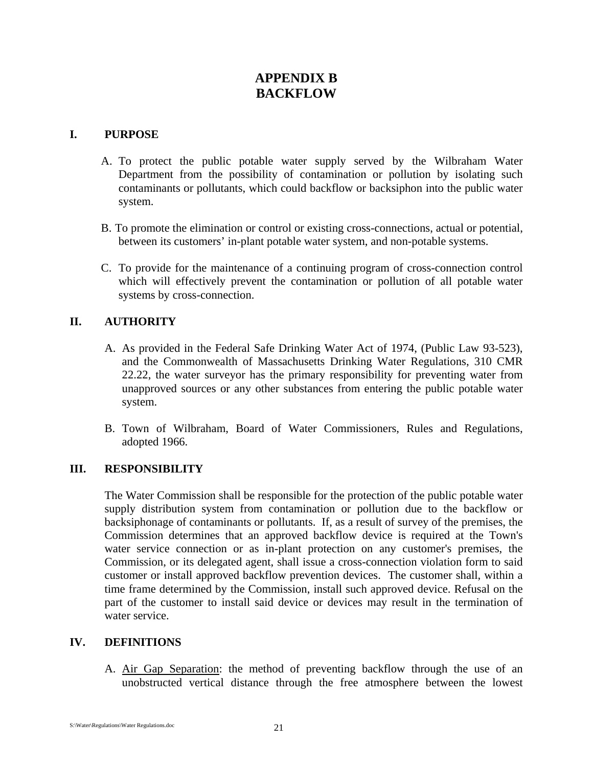# APPENDIX B
# BACKFLOW

## I. PURPOSE

A. To protect the public potable water supply served by the Wilbraham Water Department from the possibility of contamination or pollution by isolating such contaminants or pollutants, which could backflow or backsiphon into the public water system.

B. To promote the elimination or control or existing cross-connections, actual or potential, between its customers' in-plant potable water system, and non-potable systems.

C. To provide for the maintenance of a continuing program of cross-connection control which will effectively prevent the contamination or pollution of all potable water systems by cross-connection.

## II. AUTHORITY

A. As provided in the Federal Safe Drinking Water Act of 1974, (Public Law 93-523), and the Commonwealth of Massachusetts Drinking Water Regulations, 310 CMR 22.22, the water surveyor has the primary responsibility for preventing water from unapproved sources or any other substances from entering the public potable water system.

B. Town of Wilbraham, Board of Water Commissioners, Rules and Regulations, adopted 1966.

## III. RESPONSIBILITY

The Water Commission shall be responsible for the protection of the public potable water supply distribution system from contamination or pollution due to the backflow or backsiphonage of contaminants or pollutants. If, as a result of survey of the premises, the Commission determines that an approved backflow device is required at the Town's water service connection or as in-plant protection on any customer's premises, the Commission, or its delegated agent, shall issue a cross-connection violation form to said customer or install approved backflow prevention devices. The customer shall, within a time frame determined by the Commission, install such approved device. Refusal on the part of the customer to install said device or devices may result in the termination of water service.

## IV. DEFINITIONS

A. Air Gap Separation: the method of preventing backflow through the use of an unobstructed vertical distance through the free atmosphere between the lowest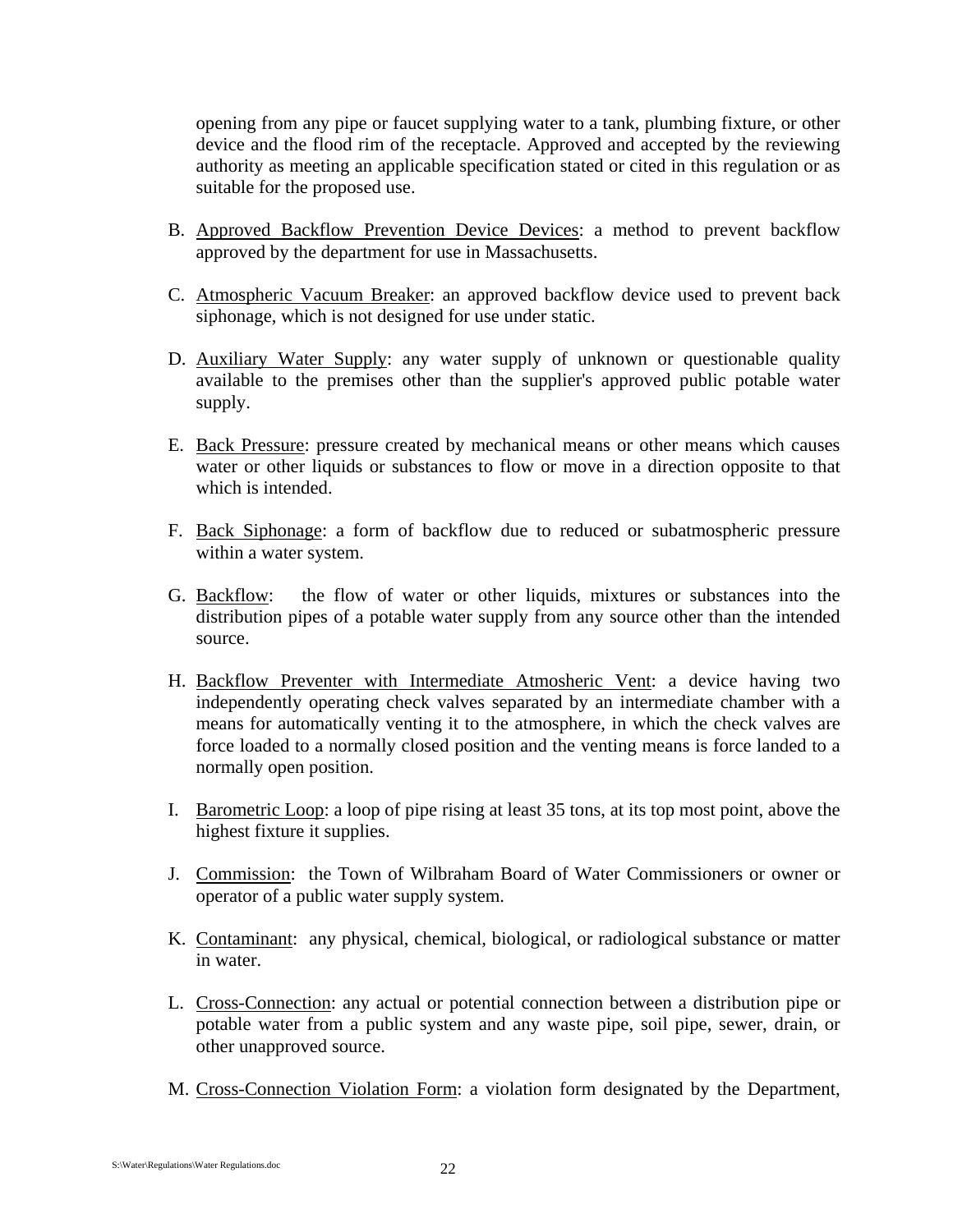opening from any pipe or faucet supplying water to a tank, plumbing fixture, or other device and the flood rim of the receptacle. Approved and accepted by the reviewing authority as meeting an applicable specification stated or cited in this regulation or as suitable for the proposed use.

B. <u>Approved Backflow Prevention Device Devices</u>: a method to prevent backflow approved by the department for use in Massachusetts.

C. <u>Atmospheric Vacuum Breaker</u>: an approved backflow device used to prevent back siphonage, which is not designed for use under static.

D. <u>Auxiliary Water Supply</u>: any water supply of unknown or questionable quality available to the premises other than the supplier's approved public potable water supply.

E. <u>Back Pressure</u>: pressure created by mechanical means or other means which causes water or other liquids or substances to flow or move in a direction opposite to that which is intended.

F. <u>Back Siphonage</u>: a form of backflow due to reduced or subatmospheric pressure within a water system.

G. <u>Backflow</u>: the flow of water or other liquids, mixtures or substances into the distribution pipes of a potable water supply from any source other than the intended source.

H. <u>Backflow Preventer with Intermediate Atmosheric Vent</u>: a device having two independently operating check valves separated by an intermediate chamber with a means for automatically venting it to the atmosphere, in which the check valves are force loaded to a normally closed position and the venting means is force landed to a normally open position.

I. <u>Barometric Loop</u>: a loop of pipe rising at least 35 tons, at its top most point, above the highest fixture it supplies.

J. <u>Commission</u>: the Town of Wilbraham Board of Water Commissioners or owner or operator of a public water supply system.

K. <u>Contaminant</u>: any physical, chemical, biological, or radiological substance or matter in water.

L. <u>Cross-Connection</u>: any actual or potential connection between a distribution pipe or potable water from a public system and any waste pipe, soil pipe, sewer, drain, or other unapproved source.

M. <u>Cross-Connection Violation Form</u>: a violation form designated by the Department,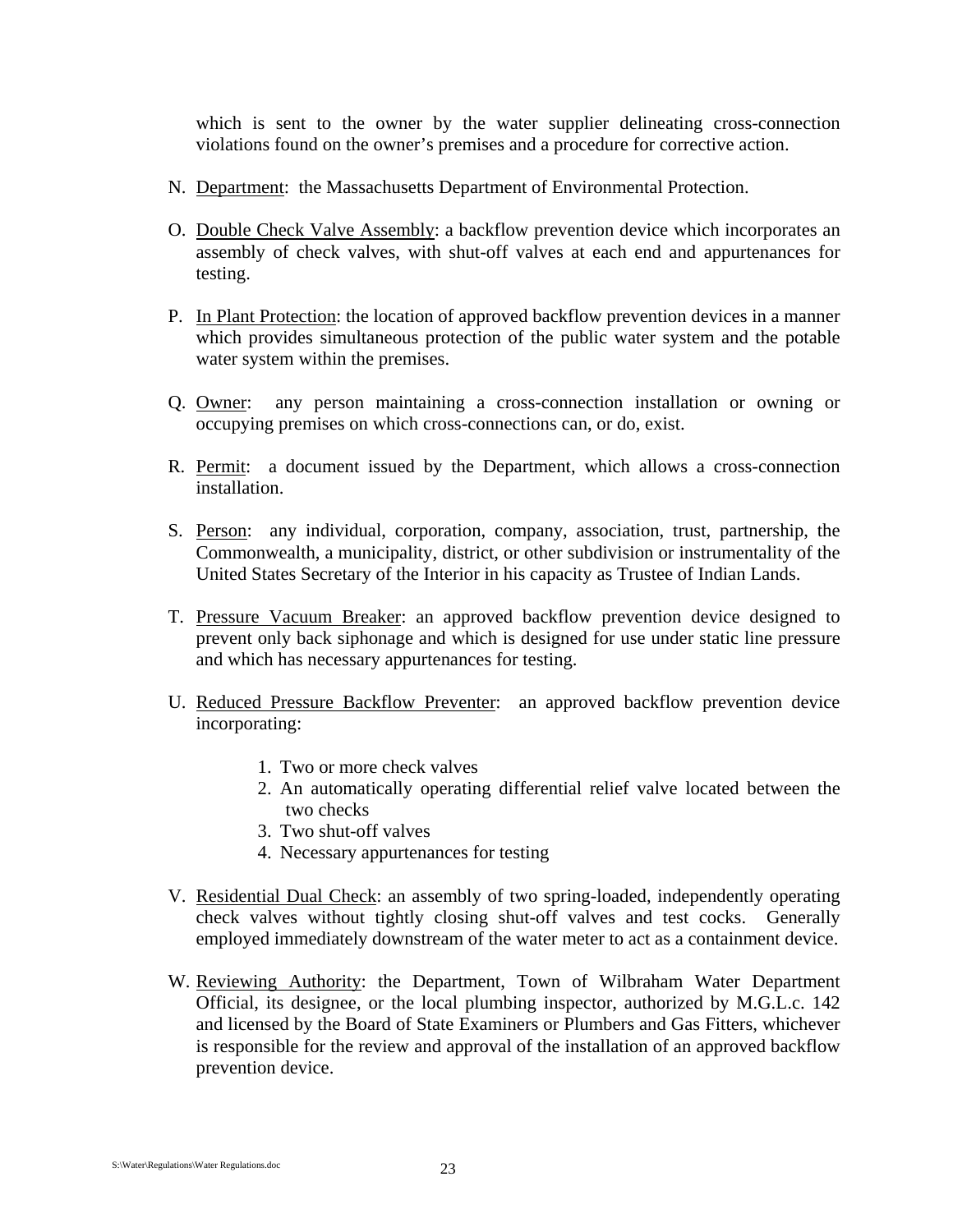which is sent to the owner by the water supplier delineating cross-connection violations found on the owner's premises and a procedure for corrective action.

N. Department: the Massachusetts Department of Environmental Protection.

O. Double Check Valve Assembly: a backflow prevention device which incorporates an assembly of check valves, with shut-off valves at each end and appurtenances for testing.

P. In Plant Protection: the location of approved backflow prevention devices in a manner which provides simultaneous protection of the public water system and the potable water system within the premises.

Q. Owner: any person maintaining a cross-connection installation or owning or occupying premises on which cross-connections can, or do, exist.

R. Permit: a document issued by the Department, which allows a cross-connection installation.

S. Person: any individual, corporation, company, association, trust, partnership, the Commonwealth, a municipality, district, or other subdivision or instrumentality of the United States Secretary of the Interior in his capacity as Trustee of Indian Lands.

T. Pressure Vacuum Breaker: an approved backflow prevention device designed to prevent only back siphonage and which is designed for use under static line pressure and which has necessary appurtenances for testing.

U. Reduced Pressure Backflow Preventer: an approved backflow prevention device incorporating:

   1. Two or more check valves
   2. An automatically operating differential relief valve located between the two checks
   3. Two shut-off valves
   4. Necessary appurtenances for testing

V. Residential Dual Check: an assembly of two spring-loaded, independently operating check valves without tightly closing shut-off valves and test cocks. Generally employed immediately downstream of the water meter to act as a containment device.

W. Reviewing Authority: the Department, Town of Wilbraham Water Department Official, its designee, or the local plumbing inspector, authorized by M.G.L.c. 142 and licensed by the Board of State Examiners or Plumbers and Gas Fitters, whichever is responsible for the review and approval of the installation of an approved backflow prevention device.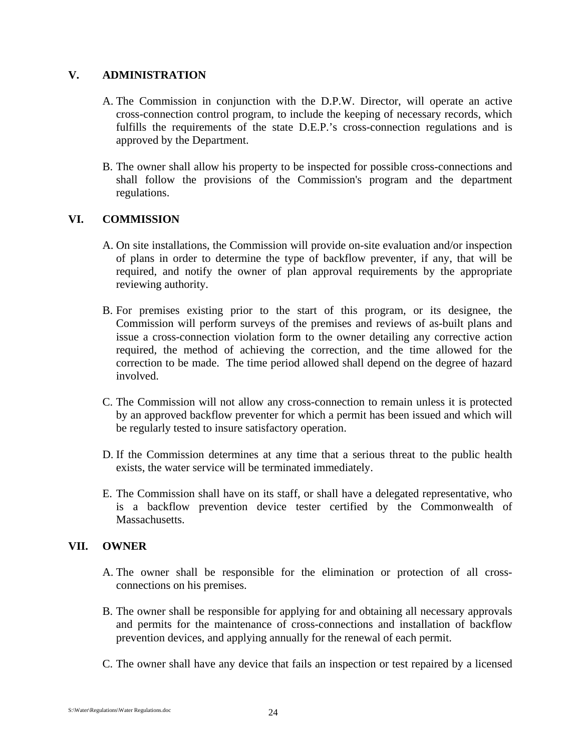## V. ADMINISTRATION

A. The Commission in conjunction with the D.P.W. Director, will operate an active cross-connection control program, to include the keeping of necessary records, which fulfills the requirements of the state D.E.P.'s cross-connection regulations and is approved by the Department.

B. The owner shall allow his property to be inspected for possible cross-connections and shall follow the provisions of the Commission's program and the department regulations.

## VI. COMMISSION

A. On site installations, the Commission will provide on-site evaluation and/or inspection of plans in order to determine the type of backflow preventer, if any, that will be required, and notify the owner of plan approval requirements by the appropriate reviewing authority.

B. For premises existing prior to the start of this program, or its designee, the Commission will perform surveys of the premises and reviews of as-built plans and issue a cross-connection violation form to the owner detailing any corrective action required, the method of achieving the correction, and the time allowed for the correction to be made. The time period allowed shall depend on the degree of hazard involved.

C. The Commission will not allow any cross-connection to remain unless it is protected by an approved backflow preventer for which a permit has been issued and which will be regularly tested to insure satisfactory operation.

D. If the Commission determines at any time that a serious threat to the public health exists, the water service will be terminated immediately.

E. The Commission shall have on its staff, or shall have a delegated representative, who is a backflow prevention device tester certified by the Commonwealth of Massachusetts.

## VII. OWNER

A. The owner shall be responsible for the elimination or protection of all cross-connections on his premises.

B. The owner shall be responsible for applying for and obtaining all necessary approvals and permits for the maintenance of cross-connections and installation of backflow prevention devices, and applying annually for the renewal of each permit.

C. The owner shall have any device that fails an inspection or test repaired by a licensed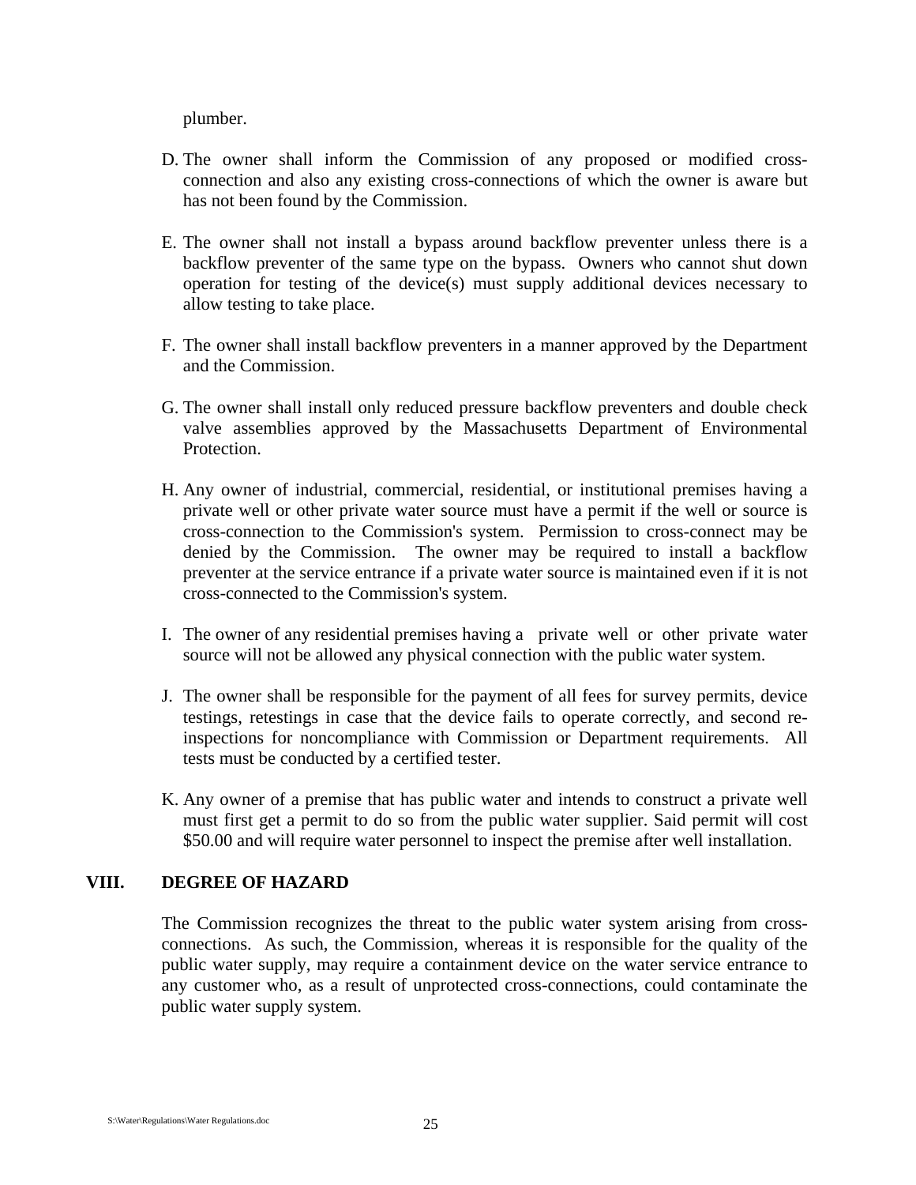plumber.

D. The owner shall inform the Commission of any proposed or modified cross-connection and also any existing cross-connections of which the owner is aware but has not been found by the Commission.

E. The owner shall not install a bypass around backflow preventer unless there is a backflow preventer of the same type on the bypass. Owners who cannot shut down operation for testing of the device(s) must supply additional devices necessary to allow testing to take place.

F. The owner shall install backflow preventers in a manner approved by the Department and the Commission.

G. The owner shall install only reduced pressure backflow preventers and double check valve assemblies approved by the Massachusetts Department of Environmental Protection.

H. Any owner of industrial, commercial, residential, or institutional premises having a private well or other private water source must have a permit if the well or source is cross-connection to the Commission's system. Permission to cross-connect may be denied by the Commission. The owner may be required to install a backflow preventer at the service entrance if a private water source is maintained even if it is not cross-connected to the Commission's system.

I. The owner of any residential premises having a private well or other private water source will not be allowed any physical connection with the public water system.

J. The owner shall be responsible for the payment of all fees for survey permits, device testings, retestings in case that the device fails to operate correctly, and second re-inspections for noncompliance with Commission or Department requirements. All tests must be conducted by a certified tester.

K. Any owner of a premise that has public water and intends to construct a private well must first get a permit to do so from the public water supplier. Said permit will cost $50.00 and will require water personnel to inspect the premise after well installation.

## VIII. DEGREE OF HAZARD

The Commission recognizes the threat to the public water system arising from cross-connections. As such, the Commission, whereas it is responsible for the quality of the public water supply, may require a containment device on the water service entrance to any customer who, as a result of unprotected cross-connections, could contaminate the public water supply system.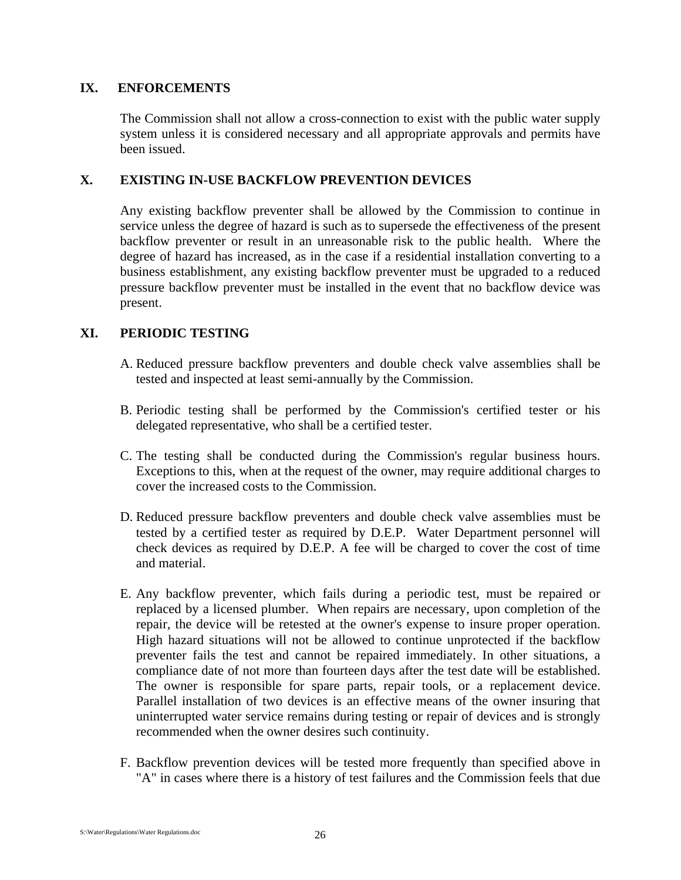## IX. ENFORCEMENTS

The Commission shall not allow a cross-connection to exist with the public water supply system unless it is considered necessary and all appropriate approvals and permits have been issued.

## X. EXISTING IN-USE BACKFLOW PREVENTION DEVICES

Any existing backflow preventer shall be allowed by the Commission to continue in service unless the degree of hazard is such as to supersede the effectiveness of the present backflow preventer or result in an unreasonable risk to the public health. Where the degree of hazard has increased, as in the case if a residential installation converting to a business establishment, any existing backflow preventer must be upgraded to a reduced pressure backflow preventer must be installed in the event that no backflow device was present.

## XI. PERIODIC TESTING

A. Reduced pressure backflow preventers and double check valve assemblies shall be tested and inspected at least semi-annually by the Commission.

B. Periodic testing shall be performed by the Commission's certified tester or his delegated representative, who shall be a certified tester.

C. The testing shall be conducted during the Commission's regular business hours. Exceptions to this, when at the request of the owner, may require additional charges to cover the increased costs to the Commission.

D. Reduced pressure backflow preventers and double check valve assemblies must be tested by a certified tester as required by D.E.P. Water Department personnel will check devices as required by D.E.P. A fee will be charged to cover the cost of time and material.

E. Any backflow preventer, which fails during a periodic test, must be repaired or replaced by a licensed plumber. When repairs are necessary, upon completion of the repair, the device will be retested at the owner's expense to insure proper operation. High hazard situations will not be allowed to continue unprotected if the backflow preventer fails the test and cannot be repaired immediately. In other situations, a compliance date of not more than fourteen days after the test date will be established. The owner is responsible for spare parts, repair tools, or a replacement device. Parallel installation of two devices is an effective means of the owner insuring that uninterrupted water service remains during testing or repair of devices and is strongly recommended when the owner desires such continuity.

F. Backflow prevention devices will be tested more frequently than specified above in "A" in cases where there is a history of test failures and the Commission feels that due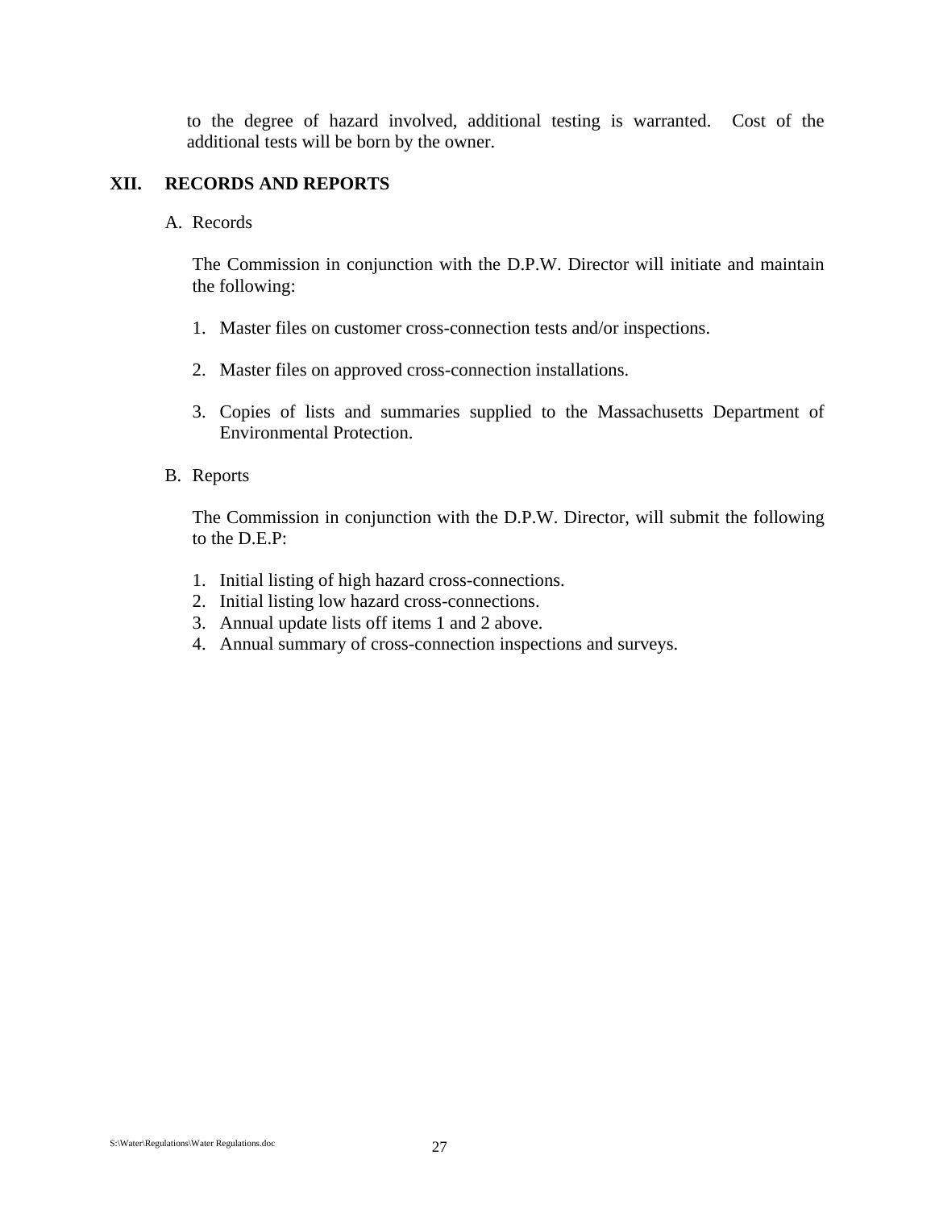to the degree of hazard involved, additional testing is warranted. Cost of the additional tests will be born by the owner.

## XII. RECORDS AND REPORTS

A. Records

The Commission in conjunction with the D.P.W. Director will initiate and maintain the following:

1. Master files on customer cross-connection tests and/or inspections.

2. Master files on approved cross-connection installations.

3. Copies of lists and summaries supplied to the Massachusetts Department of Environmental Protection.

B. Reports

The Commission in conjunction with the D.P.W. Director, will submit the following to the D.E.P:

1. Initial listing of high hazard cross-connections.
2. Initial listing low hazard cross-connections.
3. Annual update lists off items 1 and 2 above.
4. Annual summary of cross-connection inspections and surveys.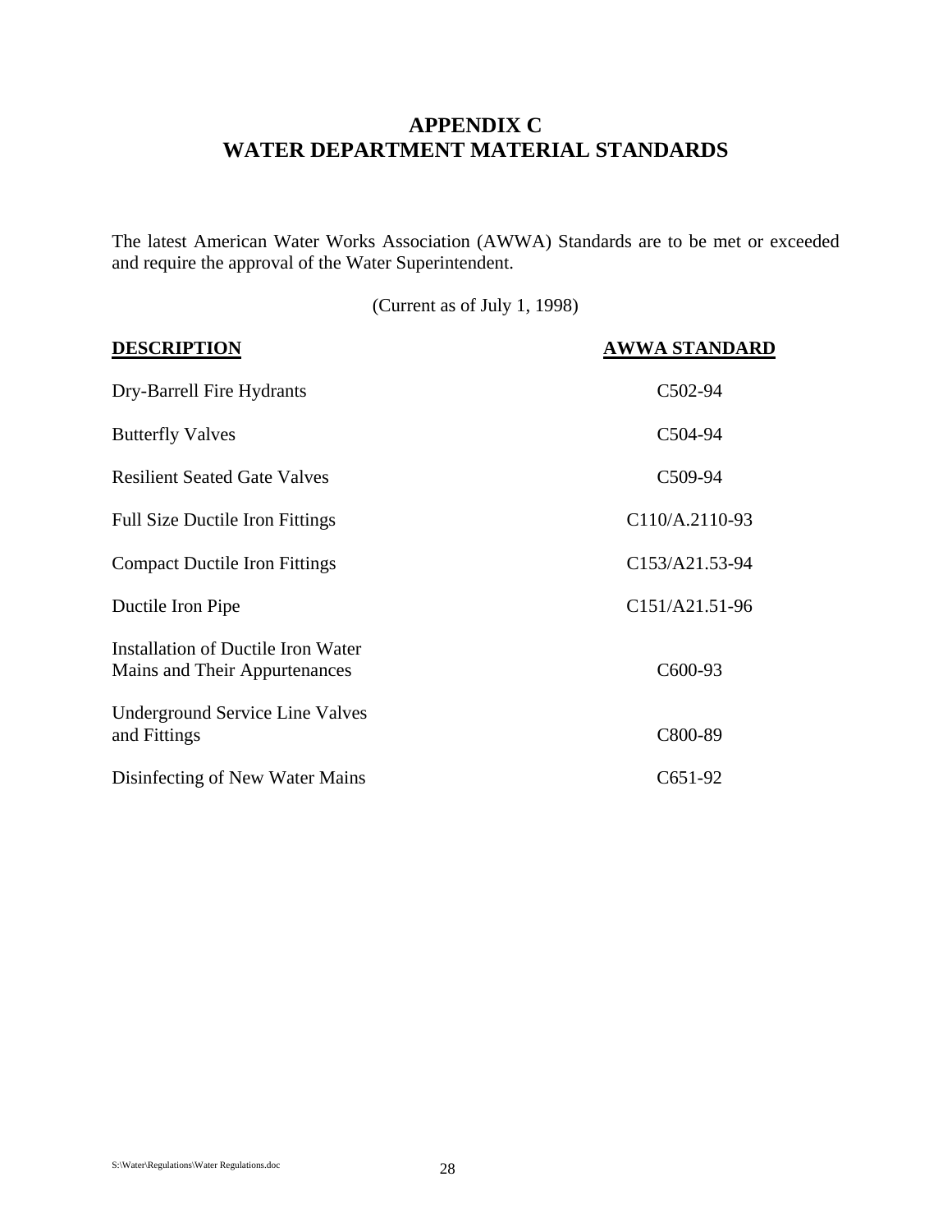# APPENDIX C
# WATER DEPARTMENT MATERIAL STANDARDS

The latest American Water Works Association (AWWA) Standards are to be met or exceeded and require the approval of the Water Superintendent.

(Current as of July 1, 1998)

| DESCRIPTION | AWWA STANDARD |
|---|---|
| Dry-Barrell Fire Hydrants | C502-94 |
| Butterfly Valves | C504-94 |
| Resilient Seated Gate Valves | C509-94 |
| Full Size Ductile Iron Fittings | C110/A.2110-93 |
| Compact Ductile Iron Fittings | C153/A21.53-94 |
| Ductile Iron Pipe | C151/A21.51-96 |
| Installation of Ductile Iron Water Mains and Their Appurtenances | C600-93 |
| Underground Service Line Valves and Fittings | C800-89 |
| Disinfecting of New Water Mains | C651-92 |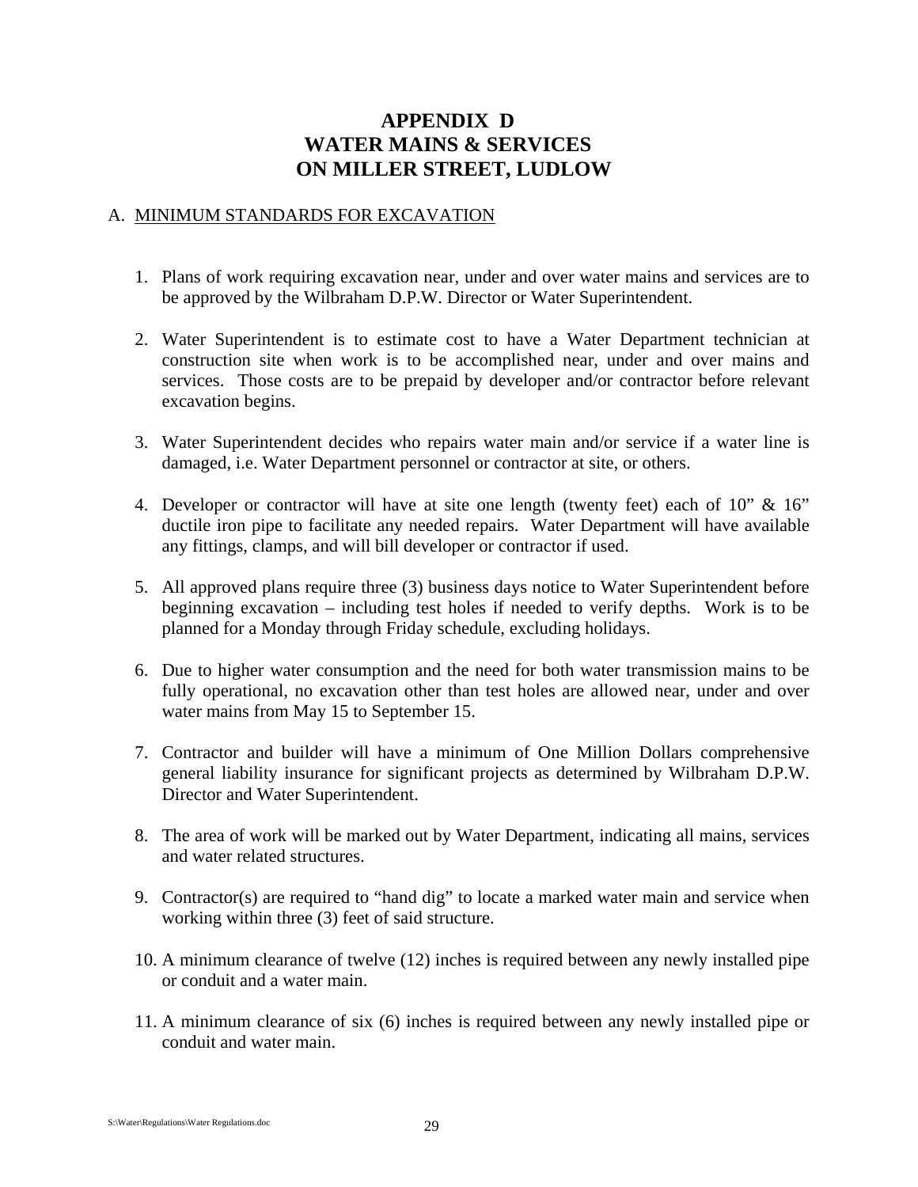# APPENDIX D
# WATER MAINS & SERVICES ON MILLER STREET, LUDLOW

## A. MINIMUM STANDARDS FOR EXCAVATION

1. Plans of work requiring excavation near, under and over water mains and services are to be approved by the Wilbraham D.P.W. Director or Water Superintendent.

2. Water Superintendent is to estimate cost to have a Water Department technician at construction site when work is to be accomplished near, under and over mains and services. Those costs are to be prepaid by developer and/or contractor before relevant excavation begins.

3. Water Superintendent decides who repairs water main and/or service if a water line is damaged, i.e. Water Department personnel or contractor at site, or others.

4. Developer or contractor will have at site one length (twenty feet) each of 10" & 16" ductile iron pipe to facilitate any needed repairs. Water Department will have available any fittings, clamps, and will bill developer or contractor if used.

5. All approved plans require three (3) business days notice to Water Superintendent before beginning excavation – including test holes if needed to verify depths. Work is to be planned for a Monday through Friday schedule, excluding holidays.

6. Due to higher water consumption and the need for both water transmission mains to be fully operational, no excavation other than test holes are allowed near, under and over water mains from May 15 to September 15.

7. Contractor and builder will have a minimum of One Million Dollars comprehensive general liability insurance for significant projects as determined by Wilbraham D.P.W. Director and Water Superintendent.

8. The area of work will be marked out by Water Department, indicating all mains, services and water related structures.

9. Contractor(s) are required to "hand dig" to locate a marked water main and service when working within three (3) feet of said structure.

10. A minimum clearance of twelve (12) inches is required between any newly installed pipe or conduit and a water main.

11. A minimum clearance of six (6) inches is required between any newly installed pipe or conduit and water main.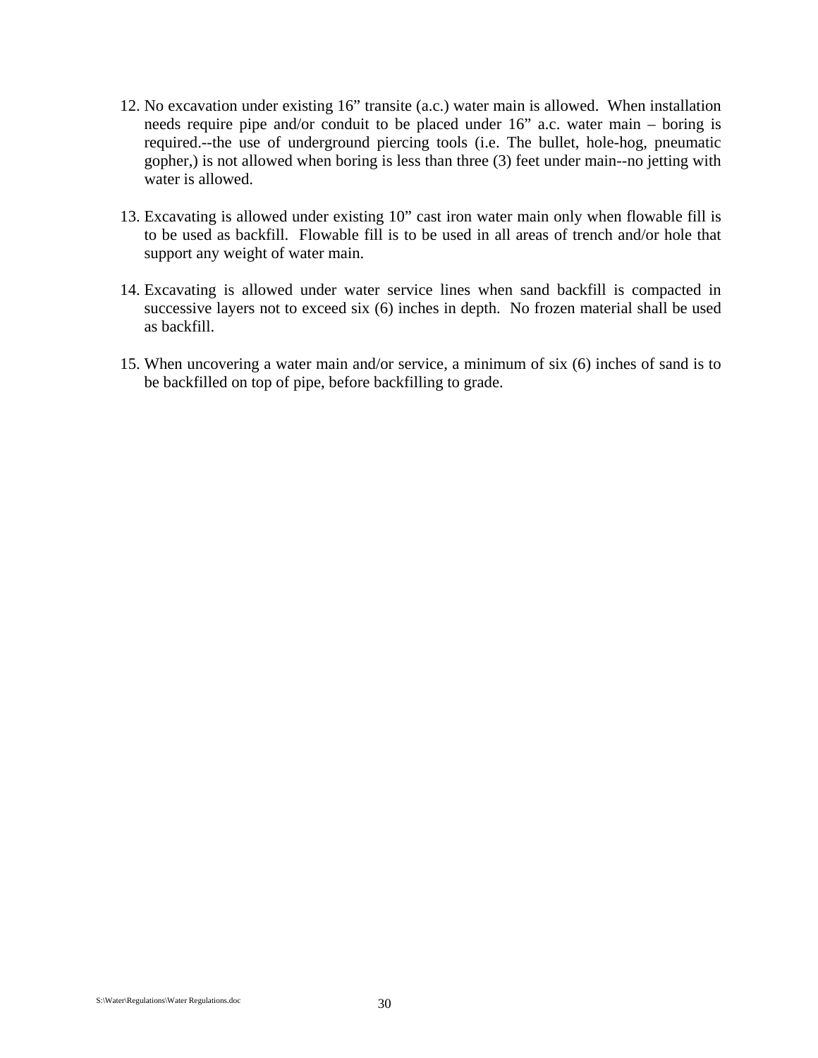12. No excavation under existing 16” transite (a.c.) water main is allowed. When installation needs require pipe and/or conduit to be placed under 16” a.c. water main – boring is required.--the use of underground piercing tools (i.e. The bullet, hole-hog, pneumatic gopher,) is not allowed when boring is less than three (3) feet under main--no jetting with water is allowed.

13. Excavating is allowed under existing 10” cast iron water main only when flowable fill is to be used as backfill. Flowable fill is to be used in all areas of trench and/or hole that support any weight of water main.

14. Excavating is allowed under water service lines when sand backfill is compacted in successive layers not to exceed six (6) inches in depth. No frozen material shall be used as backfill.

15. When uncovering a water main and/or service, a minimum of six (6) inches of sand is to be backfilled on top of pipe, before backfilling to grade.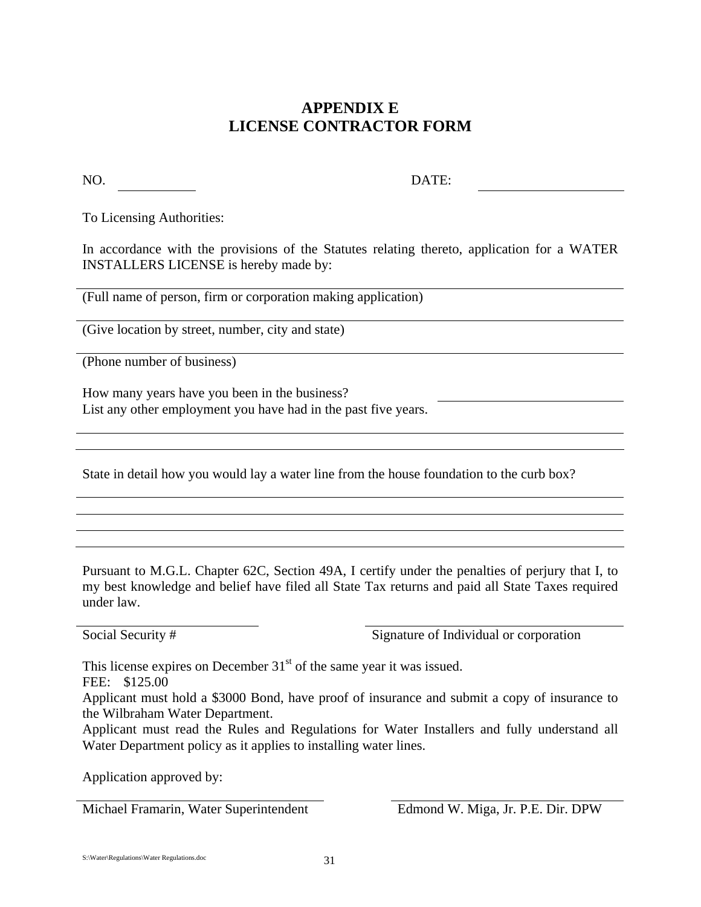# APPENDIX E
# LICENSE CONTRACTOR FORM

NO. ____________ DATE: ______________________

To Licensing Authorities:

In accordance with the provisions of the Statutes relating thereto, application for a WATER INSTALLERS LICENSE is hereby made by:

______________________________________________________________________

(Full name of person, firm or corporation making application)

______________________________________________________________________

(Give location by street, number, city and state)

______________________________________________________________________

(Phone number of business)

How many years have you been in the business? ______________________

List any other employment you have had in the past five years. ______________________

______________________________________________________________________

______________________________________________________________________

State in detail how you would lay a water line from the house foundation to the curb box?

______________________________________________________________________

______________________________________________________________________

______________________________________________________________________

______________________________________________________________________

Pursuant to M.G.L. Chapter 62C, Section 49A, I certify under the penalties of perjury that I, to my best knowledge and belief have filed all State Tax returns and paid all State Taxes required under law.

______________________________ ______________________________

Social Security # Signature of Individual or corporation

This license expires on December 31st of the same year it was issued.

FEE: $125.00

Applicant must hold a $3000 Bond, have proof of insurance and submit a copy of insurance to the Wilbraham Water Department.

Applicant must read the Rules and Regulations for Water Installers and fully understand all Water Department policy as it applies to installing water lines.

Application approved by:

______________________________ ______________________________

Michael Framarin, Water Superintendent Edmond W. Miga, Jr. P.E. Dir. DPW